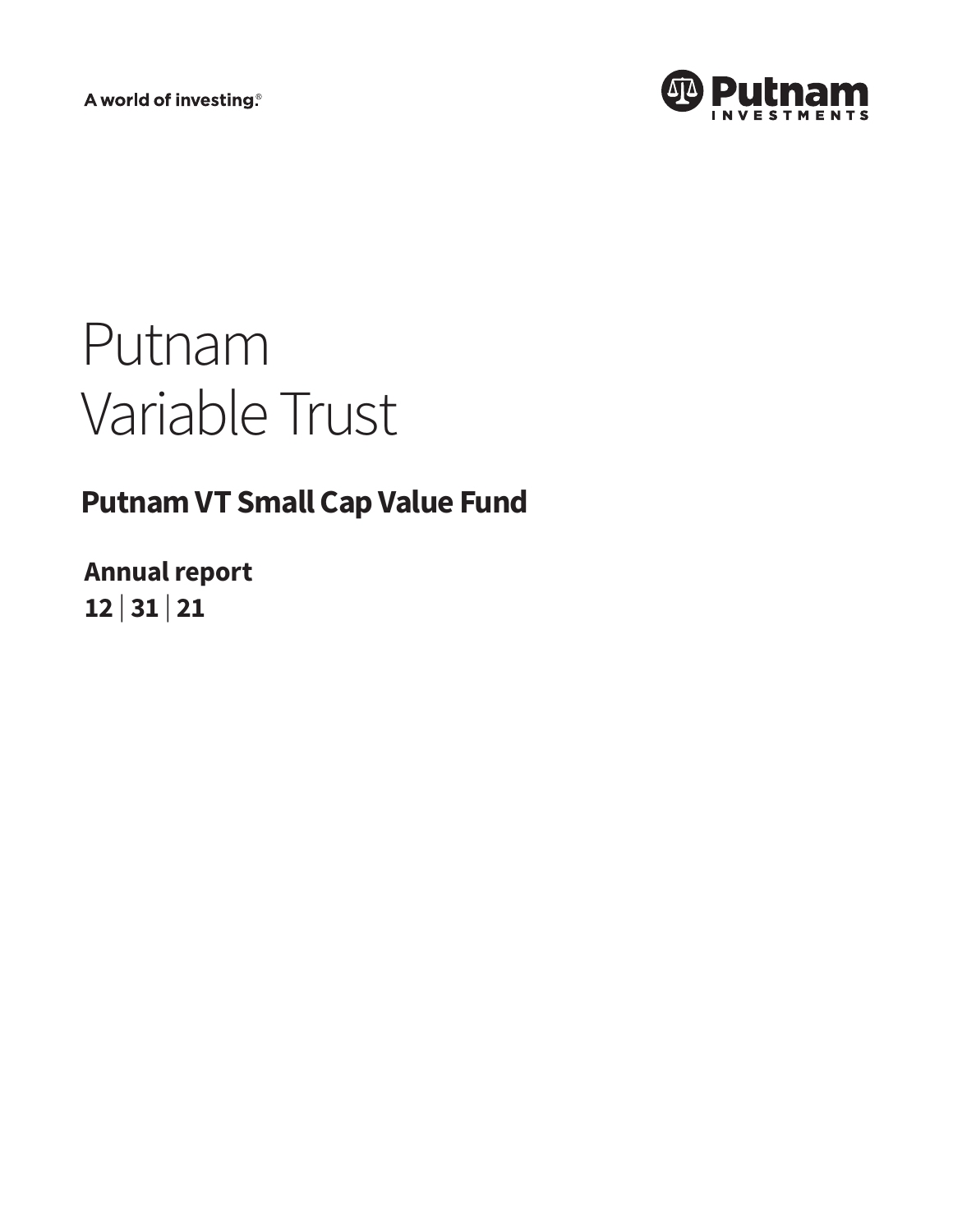A world of investing.®

Putnam Investments

# Putnam Variable Trust

## Putnam VT Small Cap Value Fund

**Annual report**
**12 | 31 | 21**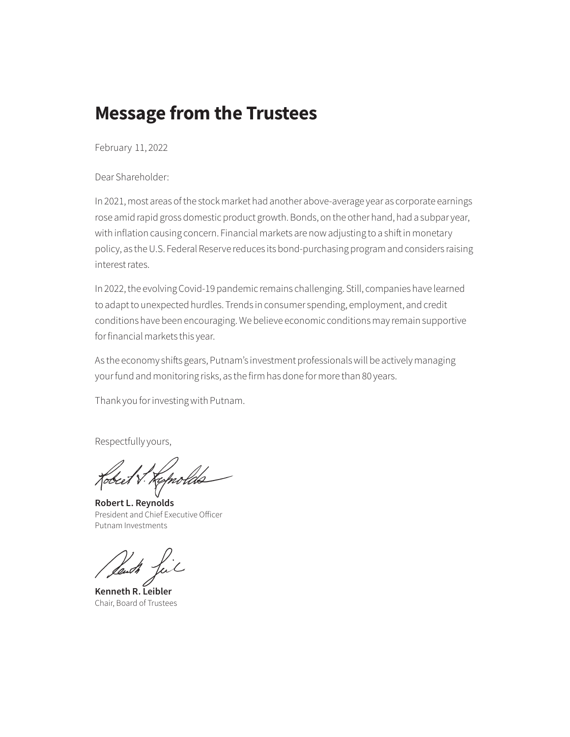# Message from the Trustees

February 11, 2022

Dear Shareholder:

In 2021, most areas of the stock market had another above-average year as corporate earnings rose amid rapid gross domestic product growth. Bonds, on the other hand, had a subpar year, with inflation causing concern. Financial markets are now adjusting to a shift in monetary policy, as the U.S. Federal Reserve reduces its bond-purchasing program and considers raising interest rates.

In 2022, the evolving Covid-19 pandemic remains challenging. Still, companies have learned to adapt to unexpected hurdles. Trends in consumer spending, employment, and credit conditions have been encouraging. We believe economic conditions may remain supportive for financial markets this year.

As the economy shifts gears, Putnam's investment professionals will be actively managing your fund and monitoring risks, as the firm has done for more than 80 years.

Thank you for investing with Putnam.

Respectfully yours,

**Robert L. Reynolds**
President and Chief Executive Officer
Putnam Investments

**Kenneth R. Leibler**
Chair, Board of Trustees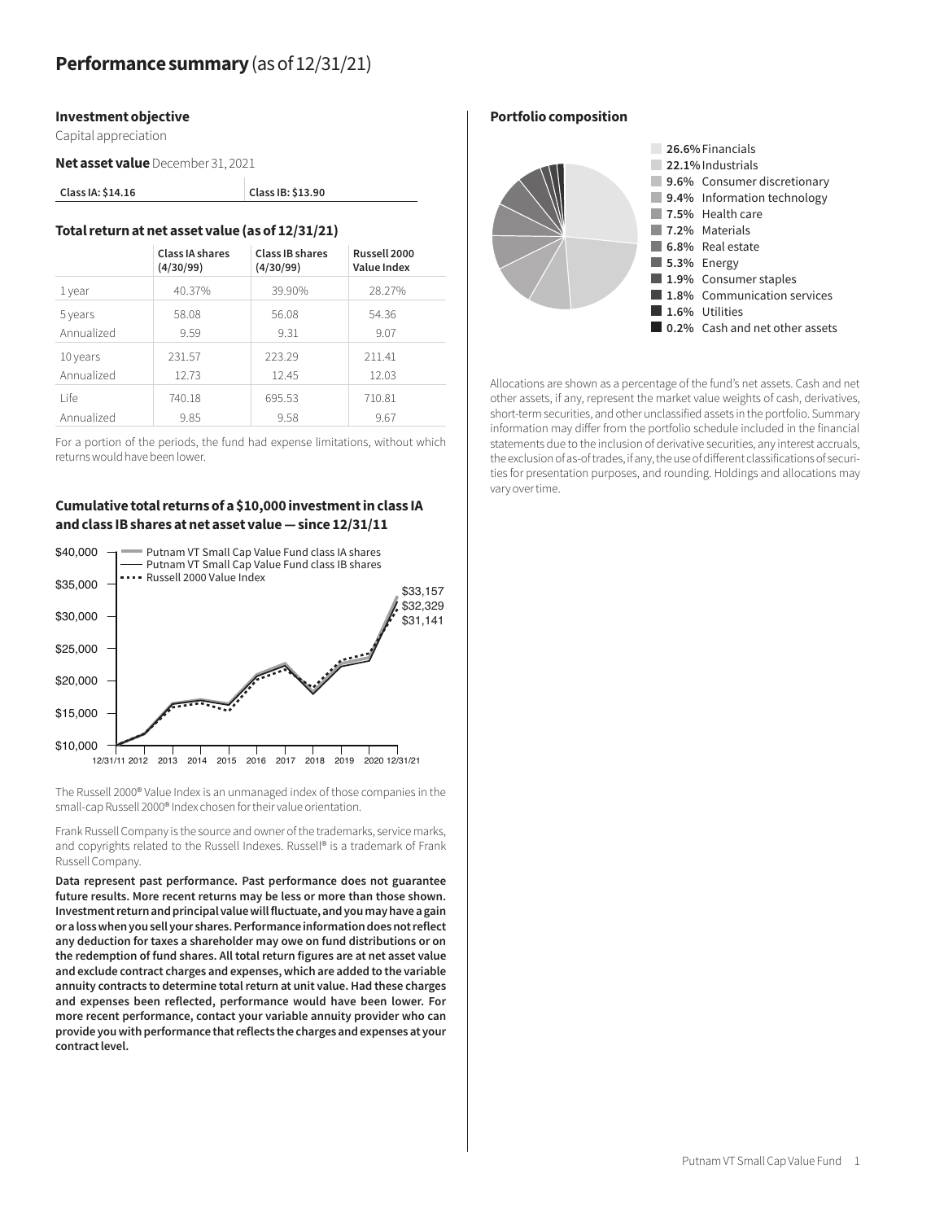# **Performance summary** (as of 12/31/21)

### Investment objective

Capital appreciation

**Net asset value** December 31, 2021

| Class IA: $14.16 | Class IB: $13.90 |
|---|---|

### Total return at net asset value (as of 12/31/21)

| | Class IA shares (4/30/99) | Class IB shares (4/30/99) | Russell 2000 Value Index |
|---|---|---|---|
| 1 year | 40.37% | 39.90% | 28.27% |
| 5 years | 58.08 | 56.08 | 54.36 |
| Annualized | 9.59 | 9.31 | 9.07 |
| 10 years | 231.57 | 223.29 | 211.41 |
| Annualized | 12.73 | 12.45 | 12.03 |
| Life | 740.18 | 695.53 | 710.81 |
| Annualized | 9.85 | 9.58 | 9.67 |

For a portion of the periods, the fund had expense limitations, without which returns would have been lower.

### Cumulative total returns of a $10,000 investment in class IA and class IB shares at net asset value — since 12/31/11

Putnam VT Small Cap Value Fund class IA shares: $33,157
Putnam VT Small Cap Value Fund class IB shares: $32,329
Russell 2000 Value Index: $31,141

The Russell 2000® Value Index is an unmanaged index of those companies in the small-cap Russell 2000® Index chosen for their value orientation.

Frank Russell Company is the source and owner of the trademarks, service marks, and copyrights related to the Russell Indexes. Russell® is a trademark of Frank Russell Company.

**Data represent past performance. Past performance does not guarantee future results. More recent returns may be less or more than those shown. Investment return and principal value will fluctuate, and you may have a gain or a loss when you sell your shares. Performance information does not reflect any deduction for taxes a shareholder may owe on fund distributions or on the redemption of fund shares. All total return figures are at net asset value and exclude contract charges and expenses, which are added to the variable annuity contracts to determine total return at unit value. Had these charges and expenses been reflected, performance would have been lower. For more recent performance, contact your variable annuity provider who can provide you with performance that reflects the charges and expenses at your contract level.**

### Portfolio composition

| Sector | % |
|---|---|
| Financials | 26.6% |
| Industrials | 22.1% |
| Consumer discretionary | 9.6% |
| Information technology | 9.4% |
| Health care | 7.5% |
| Materials | 7.2% |
| Real estate | 6.8% |
| Energy | 5.3% |
| Consumer staples | 1.9% |
| Communication services | 1.8% |
| Utilities | 1.6% |
| Cash and net other assets | 0.2% |

Allocations are shown as a percentage of the fund's net assets. Cash and net other assets, if any, represent the market value weights of cash, derivatives, short-term securities, and other unclassified assets in the portfolio. Summary information may differ from the portfolio schedule included in the financial statements due to the inclusion of derivative securities, any interest accruals, the exclusion of as-of trades, if any, the use of different classifications of securities for presentation purposes, and rounding. Holdings and allocations may vary over time.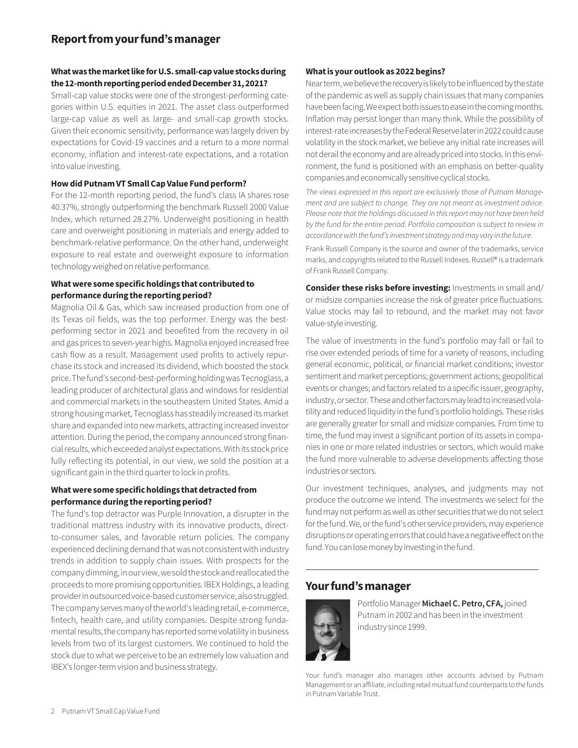# Report from your fund's manager

**What was the market like for U.S. small-cap value stocks during the 12-month reporting period ended December 31, 2021?**

Small-cap value stocks were one of the strongest-performing categories within U.S. equities in 2021. The asset class outperformed large-cap value as well as large- and small-cap growth stocks. Given their economic sensitivity, performance was largely driven by expectations for Covid-19 vaccines and a return to a more normal economy, inflation and interest-rate expectations, and a rotation into value investing.

**How did Putnam VT Small Cap Value Fund perform?**

For the 12-month reporting period, the fund's class IA shares rose 40.37%, strongly outperforming the benchmark Russell 2000 Value Index, which returned 28.27%. Underweight positioning in health care and overweight positioning in materials and energy added to benchmark-relative performance. On the other hand, underweight exposure to real estate and overweight exposure to information technology weighed on relative performance.

**What were some specific holdings that contributed to performance during the reporting period?**

Magnolia Oil & Gas, which saw increased production from one of its Texas oil fields, was the top performer. Energy was the best-performing sector in 2021 and benefited from the recovery in oil and gas prices to seven-year highs. Magnolia enjoyed increased free cash flow as a result. Management used profits to actively repurchase its stock and increased its dividend, which boosted the stock price. The fund's second-best-performing holding was Tecnoglass, a leading producer of architectural glass and windows for residential and commercial markets in the southeastern United States. Amid a strong housing market, Tecnoglass has steadily increased its market share and expanded into new markets, attracting increased investor attention. During the period, the company announced strong financial results, which exceeded analyst expectations. With its stock price fully reflecting its potential, in our view, we sold the position at a significant gain in the third quarter to lock in profits.

**What were some specific holdings that detracted from performance during the reporting period?**

The fund's top detractor was Purple Innovation, a disrupter in the traditional mattress industry with its innovative products, direct-to-consumer sales, and favorable return policies. The company experienced declining demand that was not consistent with industry trends in addition to supply chain issues. With prospects for the company dimming, in our view, we sold the stock and reallocated the proceeds to more promising opportunities. IBEX Holdings, a leading provider in outsourced voice-based customer service, also struggled. The company serves many of the world's leading retail, e-commerce, fintech, health care, and utility companies. Despite strong fundamental results, the company has reported some volatility in business levels from two of its largest customers. We continued to hold the stock due to what we perceive to be an extremely low valuation and IBEX's longer-term vision and business strategy.

**What is your outlook as 2022 begins?**

Near term, we believe the recovery is likely to be influenced by the state of the pandemic as well as supply chain issues that many companies have been facing. We expect both issues to ease in the coming months. Inflation may persist longer than many think. While the possibility of interest-rate increases by the Federal Reserve later in 2022 could cause volatility in the stock market, we believe any initial rate increases will not derail the economy and are already priced into stocks. In this environment, the fund is positioned with an emphasis on better-quality companies and economically sensitive cyclical stocks.

*The views expressed in this report are exclusively those of Putnam Management and are subject to change. They are not meant as investment advice. Please note that the holdings discussed in this report may not have been held by the fund for the entire period. Portfolio composition is subject to review in accordance with the fund's investment strategy and may vary in the future.*

Frank Russell Company is the source and owner of the trademarks, service marks, and copyrights related to the Russell Indexes. Russell® is a trademark of Frank Russell Company.

**Consider these risks before investing:** Investments in small and/or midsize companies increase the risk of greater price fluctuations. Value stocks may fail to rebound, and the market may not favor value-style investing.

The value of investments in the fund's portfolio may fall or fail to rise over extended periods of time for a variety of reasons, including general economic, political, or financial market conditions; investor sentiment and market perceptions; government actions; geopolitical events or changes; and factors related to a specific issuer, geography, industry, or sector. These and other factors may lead to increased volatility and reduced liquidity in the fund's portfolio holdings. These risks are generally greater for small and midsize companies. From time to time, the fund may invest a significant portion of its assets in companies in one or more related industries or sectors, which would make the fund more vulnerable to adverse developments affecting those industries or sectors.

Our investment techniques, analyses, and judgments may not produce the outcome we intend. The investments we select for the fund may not perform as well as other securities that we do not select for the fund. We, or the fund's other service providers, may experience disruptions or operating errors that could have a negative effect on the fund. You can lose money by investing in the fund.

## Your fund's manager

Portfolio Manager **Michael C. Petro, CFA,** joined Putnam in 2002 and has been in the investment industry since 1999.

Your fund's manager also manages other accounts advised by Putnam Management or an affiliate, including retail mutual fund counterparts to the funds in Putnam Variable Trust.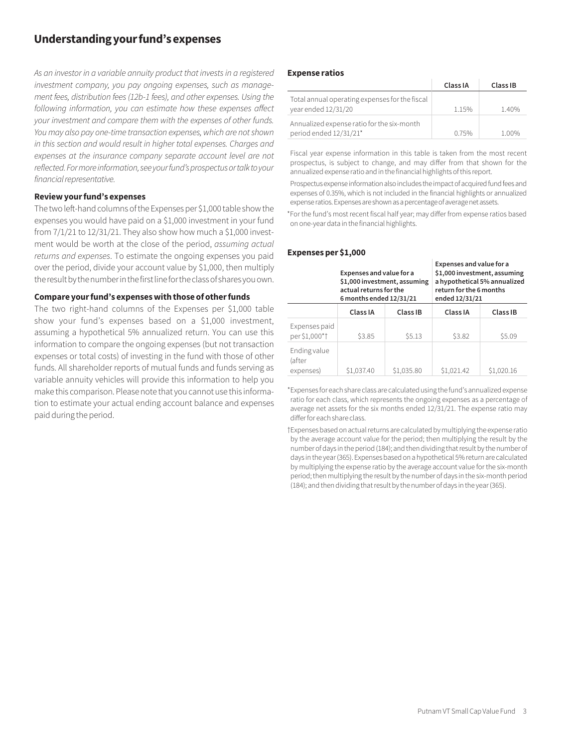# Understanding your fund's expenses

*As an investor in a variable annuity product that invests in a registered investment company, you pay ongoing expenses, such as management fees, distribution fees (12b-1 fees), and other expenses. Using the following information, you can estimate how these expenses affect your investment and compare them with the expenses of other funds. You may also pay one-time transaction expenses, which are not shown in this section and would result in higher total expenses. Charges and expenses at the insurance company separate account level are not reflected. For more information, see your fund's prospectus or talk to your financial representative.*

### Review your fund's expenses

The two left-hand columns of the Expenses per $1,000 table show the expenses you would have paid on a $1,000 investment in your fund from 7/1/21 to 12/31/21. They also show how much a $1,000 investment would be worth at the close of the period, *assuming actual returns and expenses*. To estimate the ongoing expenses you paid over the period, divide your account value by $1,000, then multiply the result by the number in the first line for the class of shares you own.

### Compare your fund's expenses with those of other funds

The two right-hand columns of the Expenses per $1,000 table show your fund's expenses based on a $1,000 investment, assuming a hypothetical 5% annualized return. You can use this information to compare the ongoing expenses (but not transaction expenses or total costs) of investing in the fund with those of other funds. All shareholder reports of mutual funds and funds serving as variable annuity vehicles will provide this information to help you make this comparison. Please note that you cannot use this information to estimate your actual ending account balance and expenses paid during the period.

### Expense ratios

| | Class IA | Class IB |
|---|---|---|
| Total annual operating expenses for the fiscal year ended 12/31/20 | 1.15% | 1.40% |
| Annualized expense ratio for the six-month period ended 12/31/21* | 0.75% | 1.00% |

Fiscal year expense information in this table is taken from the most recent prospectus, is subject to change, and may differ from that shown for the annualized expense ratio and in the financial highlights of this report.

Prospectus expense information also includes the impact of acquired fund fees and expenses of 0.35%, which is not included in the financial highlights or annualized expense ratios. Expenses are shown as a percentage of average net assets.

*For the fund's most recent fiscal half year; may differ from expense ratios based on one-year data in the financial highlights.

### Expenses per $1,000

| | Expenses and value for a $1,000 investment, assuming actual returns for the 6 months ended 12/31/21 | | Expenses and value for a $1,000 investment, assuming a hypothetical 5% annualized return for the 6 months ended 12/31/21 | |
|---|---|---|---|---|
| | Class IA | Class IB | Class IA | Class IB |
| Expenses paid per $1,000*† | $3.85 | $5.13 | $3.82 | $5.09 |
| Ending value (after expenses) | $1,037.40 | $1,035.80 | $1,021.42 | $1,020.16 |

*Expenses for each share class are calculated using the fund's annualized expense ratio for each class, which represents the ongoing expenses as a percentage of average net assets for the six months ended 12/31/21. The expense ratio may differ for each share class.

†Expenses based on actual returns are calculated by multiplying the expense ratio by the average account value for the period; then multiplying the result by the number of days in the period (184); and then dividing that result by the number of days in the year (365). Expenses based on a hypothetical 5% return are calculated by multiplying the expense ratio by the average account value for the six-month period; then multiplying the result by the number of days in the six-month period (184); and then dividing that result by the number of days in the year (365).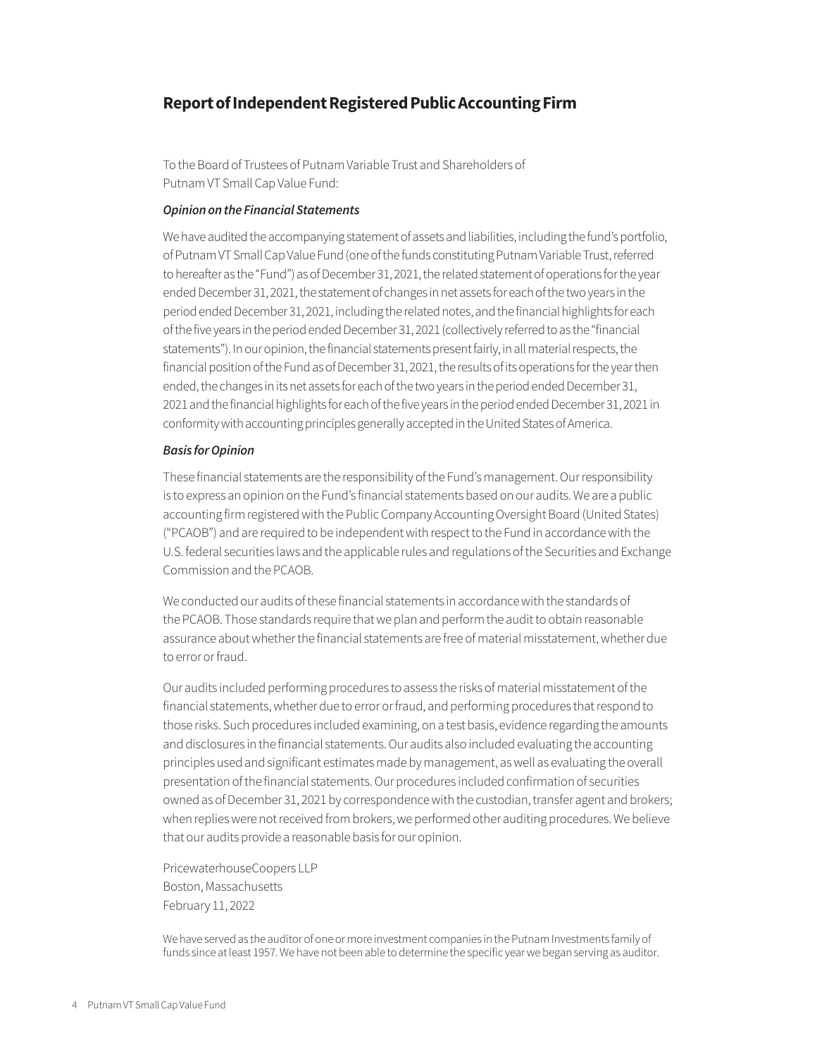## Report of Independent Registered Public Accounting Firm

To the Board of Trustees of Putnam Variable Trust and Shareholders of
Putnam VT Small Cap Value Fund:

### *Opinion on the Financial Statements*

We have audited the accompanying statement of assets and liabilities, including the fund's portfolio, of Putnam VT Small Cap Value Fund (one of the funds constituting Putnam Variable Trust, referred to hereafter as the "Fund") as of December 31, 2021, the related statement of operations for the year ended December 31, 2021, the statement of changes in net assets for each of the two years in the period ended December 31, 2021, including the related notes, and the financial highlights for each of the five years in the period ended December 31, 2021 (collectively referred to as the "financial statements"). In our opinion, the financial statements present fairly, in all material respects, the financial position of the Fund as of December 31, 2021, the results of its operations for the year then ended, the changes in its net assets for each of the two years in the period ended December 31, 2021 and the financial highlights for each of the five years in the period ended December 31, 2021 in conformity with accounting principles generally accepted in the United States of America.

### *Basis for Opinion*

These financial statements are the responsibility of the Fund's management. Our responsibility is to express an opinion on the Fund's financial statements based on our audits. We are a public accounting firm registered with the Public Company Accounting Oversight Board (United States) ("PCAOB") and are required to be independent with respect to the Fund in accordance with the U.S. federal securities laws and the applicable rules and regulations of the Securities and Exchange Commission and the PCAOB.

We conducted our audits of these financial statements in accordance with the standards of the PCAOB. Those standards require that we plan and perform the audit to obtain reasonable assurance about whether the financial statements are free of material misstatement, whether due to error or fraud.

Our audits included performing procedures to assess the risks of material misstatement of the financial statements, whether due to error or fraud, and performing procedures that respond to those risks. Such procedures included examining, on a test basis, evidence regarding the amounts and disclosures in the financial statements. Our audits also included evaluating the accounting principles used and significant estimates made by management, as well as evaluating the overall presentation of the financial statements. Our procedures included confirmation of securities owned as of December 31, 2021 by correspondence with the custodian, transfer agent and brokers; when replies were not received from brokers, we performed other auditing procedures. We believe that our audits provide a reasonable basis for our opinion.

PricewaterhouseCoopers LLP
Boston, Massachusetts
February 11, 2022

We have served as the auditor of one or more investment companies in the Putnam Investments family of funds since at least 1957. We have not been able to determine the specific year we began serving as auditor.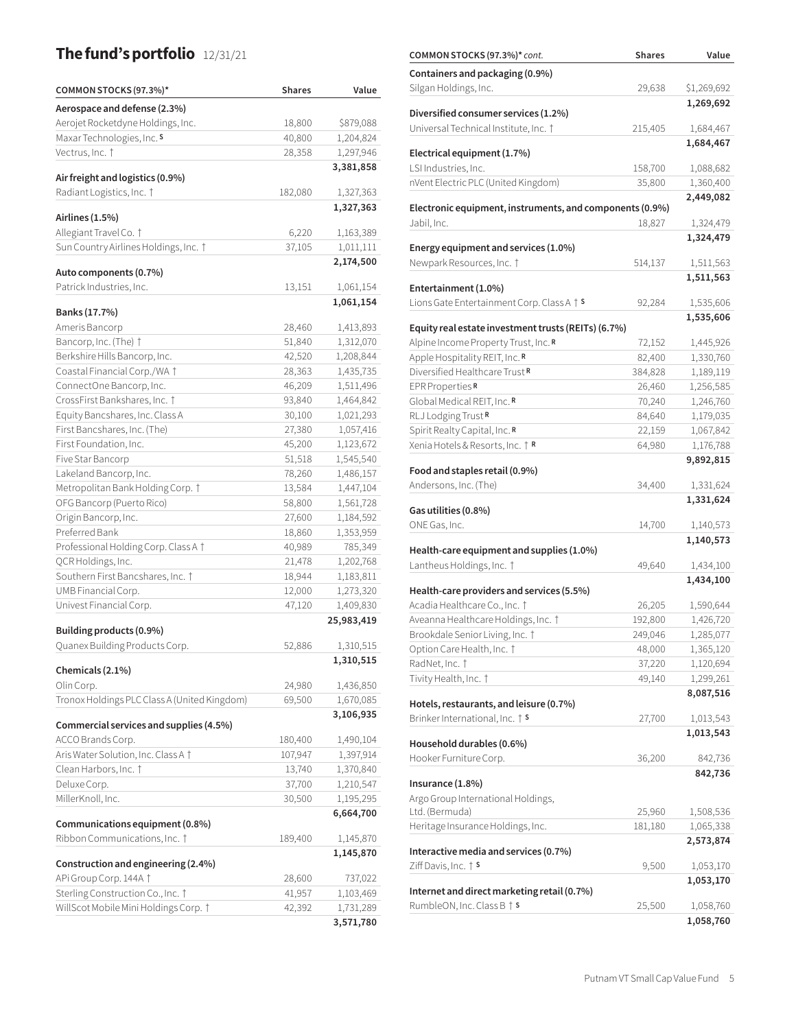## The fund's portfolio 12/31/21

| COMMON STOCKS (97.3%)* | Shares | Value |
|---|---|---|
| **Aerospace and defense (2.3%)** | | |
| Aerojet Rocketdyne Holdings, Inc. | 18,800 | $879,088 |
| Maxar Technologies, Inc. S | 40,800 | 1,204,824 |
| Vectrus, Inc. † | 28,358 | 1,297,946 |
| | | **3,381,858** |
| **Air freight and logistics (0.9%)** | | |
| Radiant Logistics, Inc. † | 182,080 | 1,327,363 |
| | | **1,327,363** |
| **Airlines (1.5%)** | | |
| Allegiant Travel Co. † | 6,220 | 1,163,389 |
| Sun Country Airlines Holdings, Inc. † | 37,105 | 1,011,111 |
| | | **2,174,500** |
| **Auto components (0.7%)** | | |
| Patrick Industries, Inc. | 13,151 | 1,061,154 |
| | | **1,061,154** |
| **Banks (17.7%)** | | |
| Ameris Bancorp | 28,460 | 1,413,893 |
| Bancorp, Inc. (The) † | 51,840 | 1,312,070 |
| Berkshire Hills Bancorp, Inc. | 42,520 | 1,208,844 |
| Coastal Financial Corp./WA † | 28,363 | 1,435,735 |
| ConnectOne Bancorp, Inc. | 46,209 | 1,511,496 |
| CrossFirst Bankshares, Inc. † | 93,840 | 1,464,842 |
| Equity Bancshares, Inc. Class A | 30,100 | 1,021,293 |
| First Bancshares, Inc. (The) | 27,380 | 1,057,416 |
| First Foundation, Inc. | 45,200 | 1,123,672 |
| Five Star Bancorp | 51,518 | 1,545,540 |
| Lakeland Bancorp, Inc. | 78,260 | 1,486,157 |
| Metropolitan Bank Holding Corp. † | 13,584 | 1,447,104 |
| OFG Bancorp (Puerto Rico) | 58,800 | 1,561,728 |
| Origin Bancorp, Inc. | 27,600 | 1,184,592 |
| Preferred Bank | 18,860 | 1,353,959 |
| Professional Holding Corp. Class A † | 40,989 | 785,349 |
| QCR Holdings, Inc. | 21,478 | 1,202,768 |
| Southern First Bancshares, Inc. † | 18,944 | 1,183,811 |
| UMB Financial Corp. | 12,000 | 1,273,320 |
| Univest Financial Corp. | 47,120 | 1,409,830 |
| | | **25,983,419** |
| **Building products (0.9%)** | | |
| Quanex Building Products Corp. | 52,886 | 1,310,515 |
| | | **1,310,515** |
| **Chemicals (2.1%)** | | |
| Olin Corp. | 24,980 | 1,436,850 |
| Tronox Holdings PLC Class A (United Kingdom) | 69,500 | 1,670,085 |
| | | **3,106,935** |
| **Commercial services and supplies (4.5%)** | | |
| ACCO Brands Corp. | 180,400 | 1,490,104 |
| Aris Water Solution, Inc. Class A † | 107,947 | 1,397,914 |
| Clean Harbors, Inc. † | 13,740 | 1,370,840 |
| Deluxe Corp. | 37,700 | 1,210,547 |
| MillerKnoll, Inc. | 30,500 | 1,195,295 |
| | | **6,664,700** |
| **Communications equipment (0.8%)** | | |
| Ribbon Communications, Inc. † | 189,400 | 1,145,870 |
| | | **1,145,870** |
| **Construction and engineering (2.4%)** | | |
| APi Group Corp. 144A † | 28,600 | 737,022 |
| Sterling Construction Co., Inc. † | 41,957 | 1,103,469 |
| WillScot Mobile Mini Holdings Corp. † | 42,392 | 1,731,289 |
| | | **3,571,780** |

| COMMON STOCKS (97.3%)* cont. | Shares | Value |
|---|---|---|
| **Containers and packaging (0.9%)** | | |
| Silgan Holdings, Inc. | 29,638 | $1,269,692 |
| | | **1,269,692** |
| **Diversified consumer services (1.2%)** | | |
| Universal Technical Institute, Inc. † | 215,405 | 1,684,467 |
| | | **1,684,467** |
| **Electrical equipment (1.7%)** | | |
| LSI Industries, Inc. | 158,700 | 1,088,682 |
| nVent Electric PLC (United Kingdom) | 35,800 | 1,360,400 |
| | | **2,449,082** |
| **Electronic equipment, instruments, and components (0.9%)** | | |
| Jabil, Inc. | 18,827 | 1,324,479 |
| | | **1,324,479** |
| **Energy equipment and services (1.0%)** | | |
| Newpark Resources, Inc. † | 514,137 | 1,511,563 |
| | | **1,511,563** |
| **Entertainment (1.0%)** | | |
| Lions Gate Entertainment Corp. Class A † S | 92,284 | 1,535,606 |
| | | **1,535,606** |
| **Equity real estate investment trusts (REITs) (6.7%)** | | |
| Alpine Income Property Trust, Inc. R | 72,152 | 1,445,926 |
| Apple Hospitality REIT, Inc. R | 82,400 | 1,330,760 |
| Diversified Healthcare Trust R | 384,828 | 1,189,119 |
| EPR Properties R | 26,460 | 1,256,585 |
| Global Medical REIT, Inc. R | 70,240 | 1,246,760 |
| RLJ Lodging Trust R | 84,640 | 1,179,035 |
| Spirit Realty Capital, Inc. R | 22,159 | 1,067,842 |
| Xenia Hotels & Resorts, Inc. † R | 64,980 | 1,176,788 |
| | | **9,892,815** |
| **Food and staples retail (0.9%)** | | |
| Andersons, Inc. (The) | 34,400 | 1,331,624 |
| | | **1,331,624** |
| **Gas utilities (0.8%)** | | |
| ONE Gas, Inc. | 14,700 | 1,140,573 |
| | | **1,140,573** |
| **Health-care equipment and supplies (1.0%)** | | |
| Lantheus Holdings, Inc. † | 49,640 | 1,434,100 |
| | | **1,434,100** |
| **Health-care providers and services (5.5%)** | | |
| Acadia Healthcare Co., Inc. † | 26,205 | 1,590,644 |
| Aveanna Healthcare Holdings, Inc. † | 192,800 | 1,426,720 |
| Brookdale Senior Living, Inc. † | 249,046 | 1,285,077 |
| Option Care Health, Inc. † | 48,000 | 1,365,120 |
| RadNet, Inc. † | 37,220 | 1,120,694 |
| Tivity Health, Inc. † | 49,140 | 1,299,261 |
| | | **8,087,516** |
| **Hotels, restaurants, and leisure (0.7%)** | | |
| Brinker International, Inc. † S | 27,700 | 1,013,543 |
| | | **1,013,543** |
| **Household durables (0.6%)** | | |
| Hooker Furniture Corp. | 36,200 | 842,736 |
| | | **842,736** |
| **Insurance (1.8%)** | | |
| Argo Group International Holdings, Ltd. (Bermuda) | 25,960 | 1,508,536 |
| Heritage Insurance Holdings, Inc. | 181,180 | 1,065,338 |
| | | **2,573,874** |
| **Interactive media and services (0.7%)** | | |
| Ziff Davis, Inc. † S | 9,500 | 1,053,170 |
| | | **1,053,170** |
| **Internet and direct marketing retail (0.7%)** | | |
| RumbleON, Inc. Class B † S | 25,500 | 1,058,760 |
| | | **1,058,760** |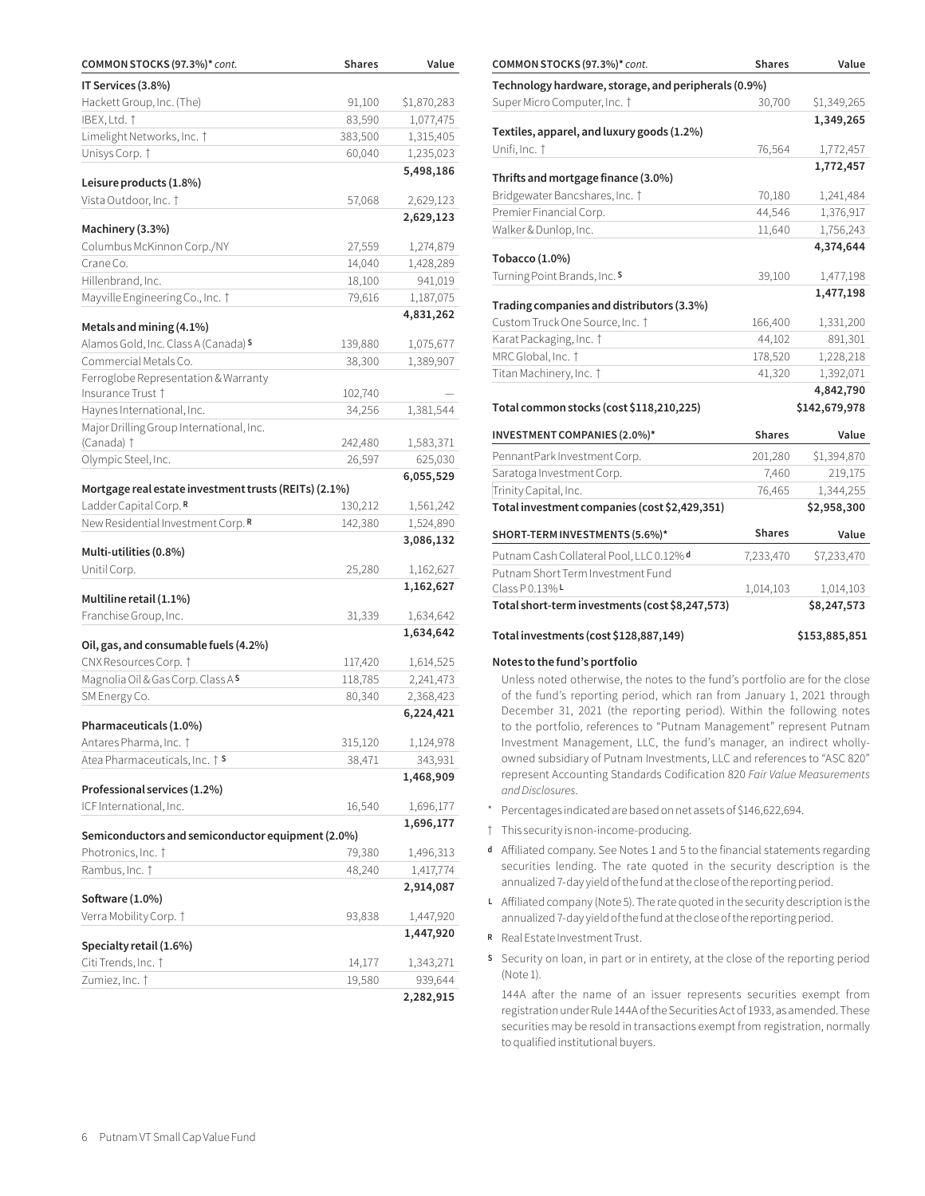| COMMON STOCKS (97.3%)* *cont.* | Shares | Value |
|---|---|---|
| **IT Services (3.8%)** | | |
| Hackett Group, Inc. (The) | 91,100 | $1,870,283 |
| IBEX, Ltd. † | 83,590 | 1,077,475 |
| Limelight Networks, Inc. † | 383,500 | 1,315,405 |
| Unisys Corp. † | 60,040 | 1,235,023 |
| | | **5,498,186** |
| **Leisure products (1.8%)** | | |
| Vista Outdoor, Inc. † | 57,068 | 2,629,123 |
| | | **2,629,123** |
| **Machinery (3.3%)** | | |
| Columbus McKinnon Corp./NY | 27,559 | 1,274,879 |
| Crane Co. | 14,040 | 1,428,289 |
| Hillenbrand, Inc. | 18,100 | 941,019 |
| Mayville Engineering Co., Inc. † | 79,616 | 1,187,075 |
| | | **4,831,262** |
| **Metals and mining (4.1%)** | | |
| Alamos Gold, Inc. Class A (Canada) S | 139,880 | 1,075,677 |
| Commercial Metals Co. | 38,300 | 1,389,907 |
| Ferroglobe Representation & Warranty Insurance Trust † | 102,740 | — |
| Haynes International, Inc. | 34,256 | 1,381,544 |
| Major Drilling Group International, Inc. (Canada) † | 242,480 | 1,583,371 |
| Olympic Steel, Inc. | 26,597 | 625,030 |
| | | **6,055,529** |
| **Mortgage real estate investment trusts (REITs) (2.1%)** | | |
| Ladder Capital Corp. R | 130,212 | 1,561,242 |
| New Residential Investment Corp. R | 142,380 | 1,524,890 |
| | | **3,086,132** |
| **Multi-utilities (0.8%)** | | |
| Unitil Corp. | 25,280 | 1,162,627 |
| | | **1,162,627** |
| **Multiline retail (1.1%)** | | |
| Franchise Group, Inc. | 31,339 | 1,634,642 |
| | | **1,634,642** |
| **Oil, gas, and consumable fuels (4.2%)** | | |
| CNX Resources Corp. † | 117,420 | 1,614,525 |
| Magnolia Oil & Gas Corp. Class A S | 118,785 | 2,241,473 |
| SM Energy Co. | 80,340 | 2,368,423 |
| | | **6,224,421** |
| **Pharmaceuticals (1.0%)** | | |
| Antares Pharma, Inc. † | 315,120 | 1,124,978 |
| Atea Pharmaceuticals, Inc. † S | 38,471 | 343,931 |
| | | **1,468,909** |
| **Professional services (1.2%)** | | |
| ICF International, Inc. | 16,540 | 1,696,177 |
| | | **1,696,177** |
| **Semiconductors and semiconductor equipment (2.0%)** | | |
| Photronics, Inc. † | 79,380 | 1,496,313 |
| Rambus, Inc. † | 48,240 | 1,417,774 |
| | | **2,914,087** |
| **Software (1.0%)** | | |
| Verra Mobility Corp. † | 93,838 | 1,447,920 |
| | | **1,447,920** |
| **Specialty retail (1.6%)** | | |
| Citi Trends, Inc. † | 14,177 | 1,343,271 |
| Zumiez, Inc. † | 19,580 | 939,644 |
| | | **2,282,915** |
| **Technology hardware, storage, and peripherals (0.9%)** | | |
| Super Micro Computer, Inc. † | 30,700 | $1,349,265 |
| | | **1,349,265** |
| **Textiles, apparel, and luxury goods (1.2%)** | | |
| Unifi, Inc. † | 76,564 | 1,772,457 |
| | | **1,772,457** |
| **Thrifts and mortgage finance (3.0%)** | | |
| Bridgewater Bancshares, Inc. † | 70,180 | 1,241,484 |
| Premier Financial Corp. | 44,546 | 1,376,917 |
| Walker & Dunlop, Inc. | 11,640 | 1,756,243 |
| | | **4,374,644** |
| **Tobacco (1.0%)** | | |
| Turning Point Brands, Inc. S | 39,100 | 1,477,198 |
| | | **1,477,198** |
| **Trading companies and distributors (3.3%)** | | |
| Custom Truck One Source, Inc. † | 166,400 | 1,331,200 |
| Karat Packaging, Inc. † | 44,102 | 891,301 |
| MRC Global, Inc. † | 178,520 | 1,228,218 |
| Titan Machinery, Inc. † | 41,320 | 1,392,071 |
| | | **4,842,790** |
| **Total common stocks (cost $118,210,225)** | | **$142,679,978** |

| INVESTMENT COMPANIES (2.0%)* | Shares | Value |
|---|---|---|
| PennantPark Investment Corp. | 201,280 | $1,394,870 |
| Saratoga Investment Corp. | 7,460 | 219,175 |
| Trinity Capital, Inc. | 76,465 | 1,344,255 |
| **Total investment companies (cost $2,429,351)** | | **$2,958,300** |

| SHORT-TERM INVESTMENTS (5.6%)* | Shares | Value |
|---|---|---|
| Putnam Cash Collateral Pool, LLC 0.12% d | 7,233,470 | $7,233,470 |
| Putnam Short Term Investment Fund Class P 0.13% L | 1,014,103 | 1,014,103 |
| **Total short-term investments (cost $8,247,573)** | | **$8,247,573** |
| | | |
| **Total investments (cost $128,887,149)** | | **$153,885,851** |

**Notes to the fund's portfolio**

Unless noted otherwise, the notes to the fund's portfolio are for the close of the fund's reporting period, which ran from January 1, 2021 through December 31, 2021 (the reporting period). Within the following notes to the portfolio, references to "Putnam Management" represent Putnam Investment Management, LLC, the fund's manager, an indirect wholly-owned subsidiary of Putnam Investments, LLC and references to "ASC 820" represent Accounting Standards Codification 820 *Fair Value Measurements and Disclosures*.

\* Percentages indicated are based on net assets of $146,622,694.

† This security is non-income-producing.

d Affiliated company. See Notes 1 and 5 to the financial statements regarding securities lending. The rate quoted in the security description is the annualized 7-day yield of the fund at the close of the reporting period.

L Affiliated company (Note 5). The rate quoted in the security description is the annualized 7-day yield of the fund at the close of the reporting period.

R Real Estate Investment Trust.

S Security on loan, in part or in entirety, at the close of the reporting period (Note 1).

144A after the name of an issuer represents securities exempt from registration under Rule 144A of the Securities Act of 1933, as amended. These securities may be resold in transactions exempt from registration, normally to qualified institutional buyers.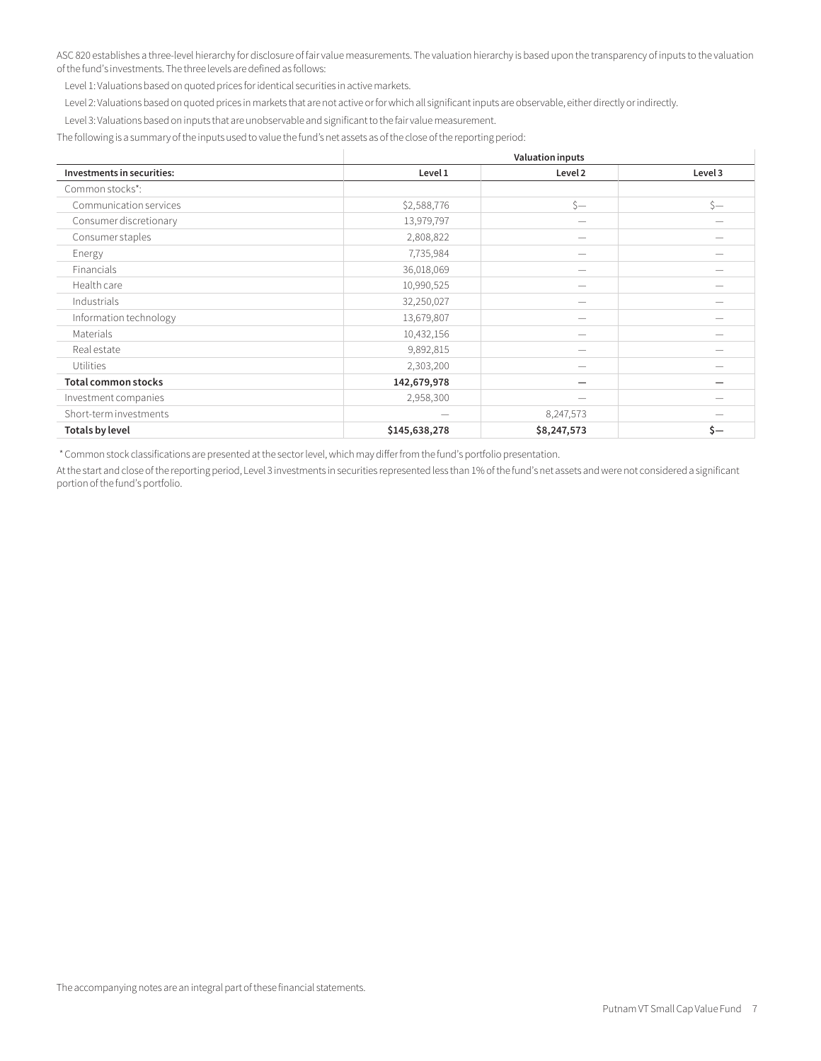ASC 820 establishes a three-level hierarchy for disclosure of fair value measurements. The valuation hierarchy is based upon the transparency of inputs to the valuation of the fund's investments. The three levels are defined as follows:

Level 1: Valuations based on quoted prices for identical securities in active markets.

Level 2: Valuations based on quoted prices in markets that are not active or for which all significant inputs are observable, either directly or indirectly.

Level 3: Valuations based on inputs that are unobservable and significant to the fair value measurement.

The following is a summary of the inputs used to value the fund's net assets as of the close of the reporting period:

| | Valuation inputs | | |
|---|---|---|---|
| **Investments in securities:** | **Level 1** | **Level 2** | **Level 3** |
| Common stocks*: | | | |
| Communication services | $2,588,776 | $— | $— |
| Consumer discretionary | 13,979,797 | — | — |
| Consumer staples | 2,808,822 | — | — |
| Energy | 7,735,984 | — | — |
| Financials | 36,018,069 | — | — |
| Health care | 10,990,525 | — | — |
| Industrials | 32,250,027 | — | — |
| Information technology | 13,679,807 | — | — |
| Materials | 10,432,156 | — | — |
| Real estate | 9,892,815 | — | — |
| Utilities | 2,303,200 | — | — |
| **Total common stocks** | **142,679,978** | **—** | **—** |
| Investment companies | 2,958,300 | — | — |
| Short-term investments | — | 8,247,573 | — |
| **Totals by level** | **$145,638,278** | **$8,247,573** | **$—** |

* Common stock classifications are presented at the sector level, which may differ from the fund's portfolio presentation.

At the start and close of the reporting period, Level 3 investments in securities represented less than 1% of the fund's net assets and were not considered a significant portion of the fund's portfolio.

The accompanying notes are an integral part of these financial statements.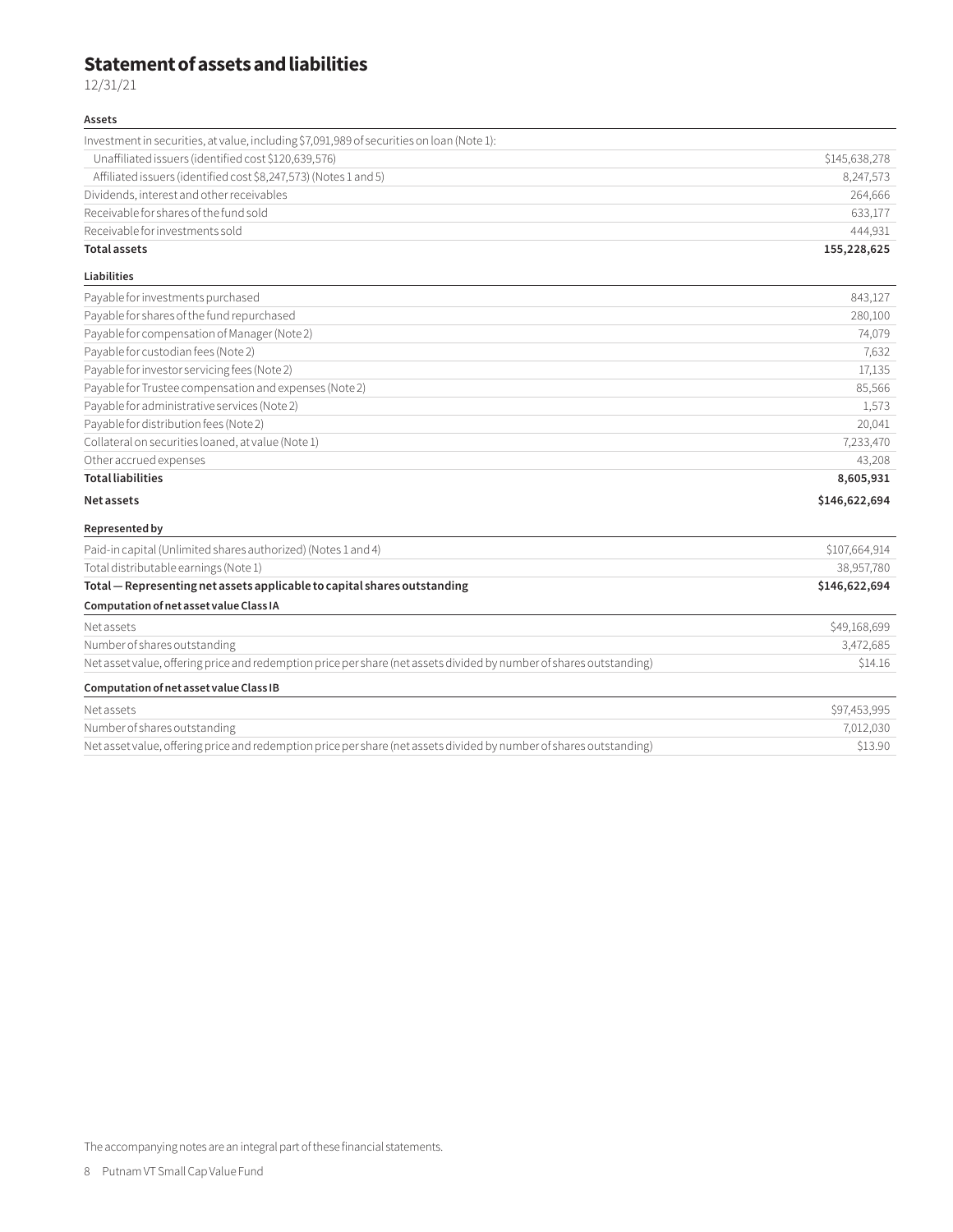# Statement of assets and liabilities

12/31/21

| **Assets** | |
|---|---|
| Investment in securities, at value, including $7,091,989 of securities on loan (Note 1): | |
| Unaffiliated issuers (identified cost $120,639,576) | $145,638,278 |
| Affiliated issuers (identified cost $8,247,573) (Notes 1 and 5) | 8,247,573 |
| Dividends, interest and other receivables | 264,666 |
| Receivable for shares of the fund sold | 633,177 |
| Receivable for investments sold | 444,931 |
| **Total assets** | **155,228,625** |
| **Liabilities** | |
| Payable for investments purchased | 843,127 |
| Payable for shares of the fund repurchased | 280,100 |
| Payable for compensation of Manager (Note 2) | 74,079 |
| Payable for custodian fees (Note 2) | 7,632 |
| Payable for investor servicing fees (Note 2) | 17,135 |
| Payable for Trustee compensation and expenses (Note 2) | 85,566 |
| Payable for administrative services (Note 2) | 1,573 |
| Payable for distribution fees (Note 2) | 20,041 |
| Collateral on securities loaned, at value (Note 1) | 7,233,470 |
| Other accrued expenses | 43,208 |
| **Total liabilities** | **8,605,931** |
| **Net assets** | **$146,622,694** |
| **Represented by** | |
| Paid-in capital (Unlimited shares authorized) (Notes 1 and 4) | $107,664,914 |
| Total distributable earnings (Note 1) | 38,957,780 |
| **Total — Representing net assets applicable to capital shares outstanding** | **$146,622,694** |
| **Computation of net asset value Class IA** | |
| Net assets | $49,168,699 |
| Number of shares outstanding | 3,472,685 |
| Net asset value, offering price and redemption price per share (net assets divided by number of shares outstanding) | $14.16 |
| **Computation of net asset value Class IB** | |
| Net assets | $97,453,995 |
| Number of shares outstanding | 7,012,030 |
| Net asset value, offering price and redemption price per share (net assets divided by number of shares outstanding) | $13.90 |

The accompanying notes are an integral part of these financial statements.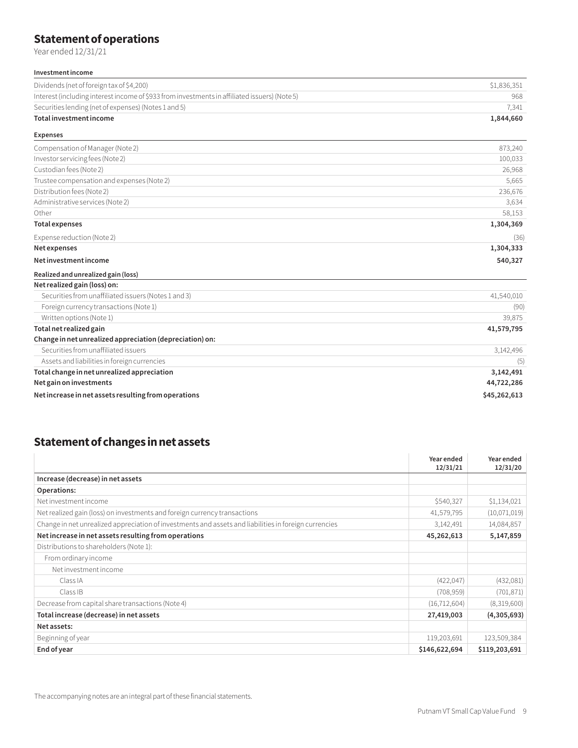## Statement of operations

Year ended 12/31/21

| **Investment income** | |
|---|---|
| Dividends (net of foreign tax of $4,200) | $1,836,351 |
| Interest (including interest income of $933 from investments in affiliated issuers) (Note 5) | 968 |
| Securities lending (net of expenses) (Notes 1 and 5) | 7,341 |
| **Total investment income** | **1,844,660** |
| **Expenses** | |
| Compensation of Manager (Note 2) | 873,240 |
| Investor servicing fees (Note 2) | 100,033 |
| Custodian fees (Note 2) | 26,968 |
| Trustee compensation and expenses (Note 2) | 5,665 |
| Distribution fees (Note 2) | 236,676 |
| Administrative services (Note 2) | 3,634 |
| Other | 58,153 |
| **Total expenses** | **1,304,369** |
| Expense reduction (Note 2) | (36) |
| **Net expenses** | **1,304,333** |
| **Net investment income** | **540,327** |
| **Realized and unrealized gain (loss)** | |
| **Net realized gain (loss) on:** | |
| Securities from unaffiliated issuers (Notes 1 and 3) | 41,540,010 |
| Foreign currency transactions (Note 1) | (90) |
| Written options (Note 1) | 39,875 |
| **Total net realized gain** | **41,579,795** |
| **Change in net unrealized appreciation (depreciation) on:** | |
| Securities from unaffiliated issuers | 3,142,496 |
| Assets and liabilities in foreign currencies | (5) |
| **Total change in net unrealized appreciation** | **3,142,491** |
| **Net gain on investments** | **44,722,286** |
| **Net increase in net assets resulting from operations** | **$45,262,613** |

## Statement of changes in net assets

| | Year ended 12/31/21 | Year ended 12/31/20 |
|---|---|---|
| **Increase (decrease) in net assets** | | |
| **Operations:** | | |
| Net investment income | $540,327 | $1,134,021 |
| Net realized gain (loss) on investments and foreign currency transactions | 41,579,795 | (10,071,019) |
| Change in net unrealized appreciation of investments and assets and liabilities in foreign currencies | 3,142,491 | 14,084,857 |
| **Net increase in net assets resulting from operations** | **45,262,613** | **5,147,859** |
| Distributions to shareholders (Note 1): | | |
| From ordinary income | | |
| Net investment income | | |
| Class IA | (422,047) | (432,081) |
| Class IB | (708,959) | (701,871) |
| Decrease from capital share transactions (Note 4) | (16,712,604) | (8,319,600) |
| **Total increase (decrease) in net assets** | **27,419,003** | **(4,305,693)** |
| **Net assets:** | | |
| Beginning of year | 119,203,691 | 123,509,384 |
| **End of year** | **$146,622,694** | **$119,203,691** |

The accompanying notes are an integral part of these financial statements.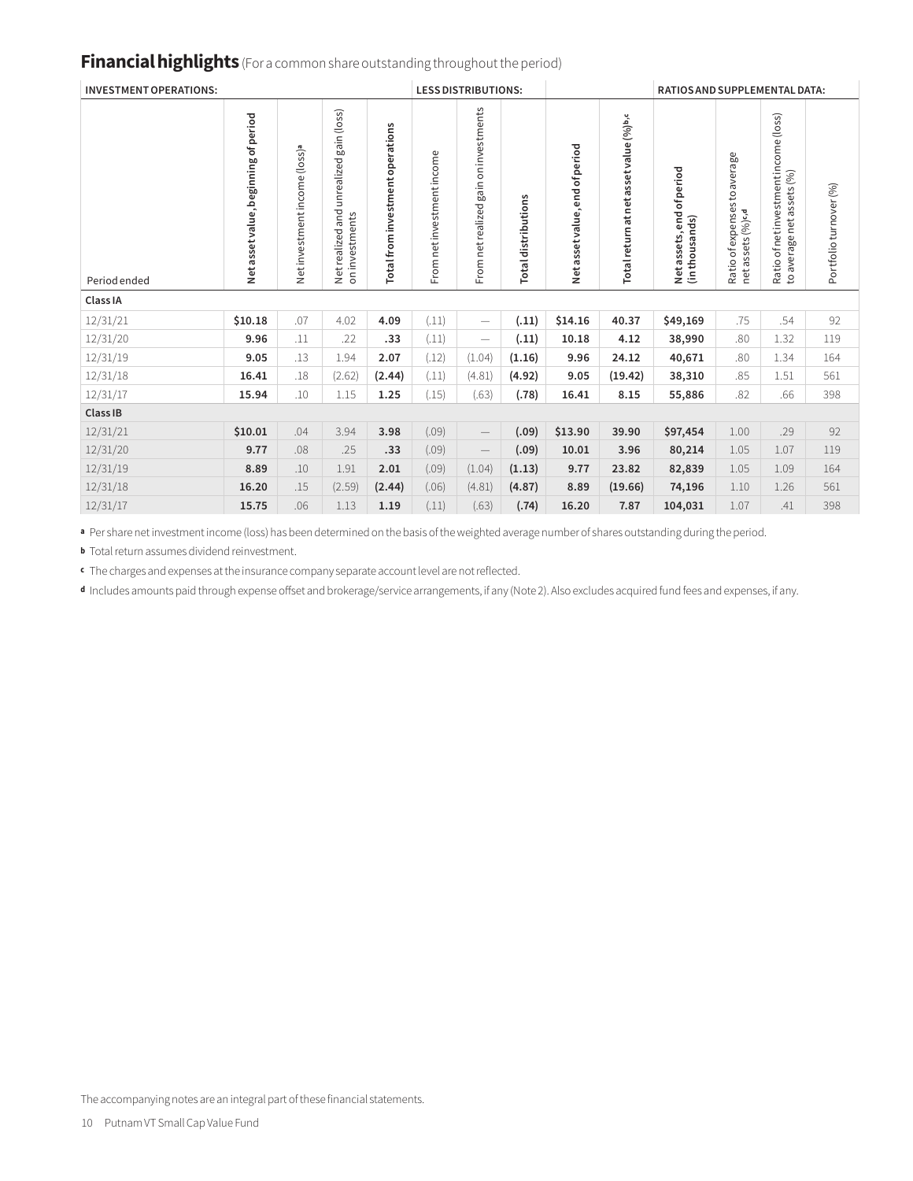## Financial highlights (For a common share outstanding throughout the period)

| INVESTMENT OPERATIONS: | | | | | LESS DISTRIBUTIONS: | | | | | RATIOS AND SUPPLEMENTAL DATA: | | | |
|---|---|---|---|---|---|---|---|---|---|---|---|---|---|
| Period ended | Net asset value, beginning of period | Net investment income (loss)[a] | Net realized and unrealized gain (loss) on investments | Total from investment operations | From net investment income | From net realized gain on investments | Total distributions | Net asset value, end of period | Total return at net asset value (%)[b,c] | Net assets, end of period (in thousands) | Ratio of expenses to average net assets (%)[c,d] | Ratio of net investment income (loss) to average net assets (%) | Portfolio turnover (%) |
| **Class IA** | | | | | | | | | | | | | |
| 12/31/21 | **$10.18** | .07 | 4.02 | **4.09** | (.11) | — | **(.11)** | **$14.16** | **40.37** | **$49,169** | .75 | .54 | 92 |
| 12/31/20 | **9.96** | .11 | .22 | **.33** | (.11) | — | **(.11)** | **10.18** | **4.12** | **38,990** | .80 | 1.32 | 119 |
| 12/31/19 | **9.05** | .13 | 1.94 | **2.07** | (.12) | (1.04) | **(1.16)** | **9.96** | **24.12** | **40,671** | .80 | 1.34 | 164 |
| 12/31/18 | **16.41** | .18 | (2.62) | **(2.44)** | (.11) | (4.81) | **(4.92)** | **9.05** | **(19.42)** | **38,310** | .85 | 1.51 | 561 |
| 12/31/17 | **15.94** | .10 | 1.15 | **1.25** | (.15) | (.63) | **(.78)** | **16.41** | **8.15** | **55,886** | .82 | .66 | 398 |
| **Class IB** | | | | | | | | | | | | | |
| 12/31/21 | **$10.01** | .04 | 3.94 | **3.98** | (.09) | — | **(.09)** | **$13.90** | **39.90** | **$97,454** | 1.00 | .29 | 92 |
| 12/31/20 | **9.77** | .08 | .25 | **.33** | (.09) | — | **(.09)** | **10.01** | **3.96** | **80,214** | 1.05 | 1.07 | 119 |
| 12/31/19 | **8.89** | .10 | 1.91 | **2.01** | (.09) | (1.04) | **(1.13)** | **9.77** | **23.82** | **82,839** | 1.05 | 1.09 | 164 |
| 12/31/18 | **16.20** | .15 | (2.59) | **(2.44)** | (.06) | (4.81) | **(4.87)** | **8.89** | **(19.66)** | **74,196** | 1.10 | 1.26 | 561 |
| 12/31/17 | **15.75** | .06 | 1.13 | **1.19** | (.11) | (.63) | **(.74)** | **16.20** | **7.87** | **104,031** | 1.07 | .41 | 398 |

[a] Per share net investment income (loss) has been determined on the basis of the weighted average number of shares outstanding during the period.

[b] Total return assumes dividend reinvestment.

[c] The charges and expenses at the insurance company separate account level are not reflected.

[d] Includes amounts paid through expense offset and brokerage/service arrangements, if any (Note 2). Also excludes acquired fund fees and expenses, if any.

The accompanying notes are an integral part of these financial statements.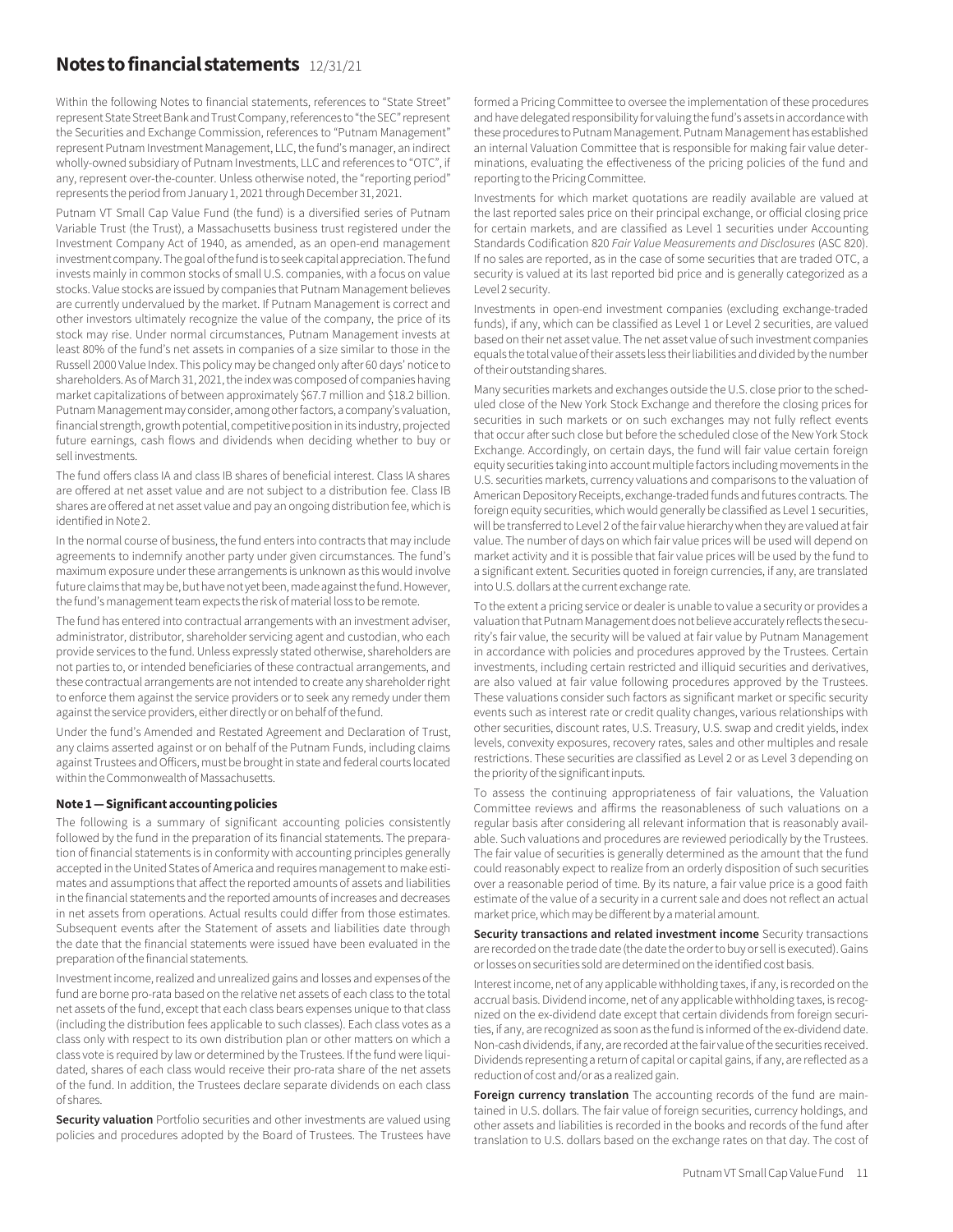# Notes to financial statements 12/31/21

Within the following Notes to financial statements, references to "State Street" represent State Street Bank and Trust Company, references to "the SEC" represent the Securities and Exchange Commission, references to "Putnam Management" represent Putnam Investment Management, LLC, the fund's manager, an indirect wholly-owned subsidiary of Putnam Investments, LLC and references to "OTC", if any, represent over-the-counter. Unless otherwise noted, the "reporting period" represents the period from January 1, 2021 through December 31, 2021.

Putnam VT Small Cap Value Fund (the fund) is a diversified series of Putnam Variable Trust (the Trust), a Massachusetts business trust registered under the Investment Company Act of 1940, as amended, as an open-end management investment company. The goal of the fund is to seek capital appreciation. The fund invests mainly in common stocks of small U.S. companies, with a focus on value stocks. Value stocks are issued by companies that Putnam Management believes are currently undervalued by the market. If Putnam Management is correct and other investors ultimately recognize the value of the company, the price of its stock may rise. Under normal circumstances, Putnam Management invests at least 80% of the fund's net assets in companies of a size similar to those in the Russell 2000 Value Index. This policy may be changed only after 60 days' notice to shareholders. As of March 31, 2021, the index was composed of companies having market capitalizations of between approximately $67.7 million and $18.2 billion. Putnam Management may consider, among other factors, a company's valuation, financial strength, growth potential, competitive position in its industry, projected future earnings, cash flows and dividends when deciding whether to buy or sell investments.

The fund offers class IA and class IB shares of beneficial interest. Class IA shares are offered at net asset value and are not subject to a distribution fee. Class IB shares are offered at net asset value and pay an ongoing distribution fee, which is identified in Note 2.

In the normal course of business, the fund enters into contracts that may include agreements to indemnify another party under given circumstances. The fund's maximum exposure under these arrangements is unknown as this would involve future claims that may be, but have not yet been, made against the fund. However, the fund's management team expects the risk of material loss to be remote.

The fund has entered into contractual arrangements with an investment adviser, administrator, distributor, shareholder servicing agent and custodian, who each provide services to the fund. Unless expressly stated otherwise, shareholders are not parties to, or intended beneficiaries of these contractual arrangements, and these contractual arrangements are not intended to create any shareholder right to enforce them against the service providers or to seek any remedy under them against the service providers, either directly or on behalf of the fund.

Under the fund's Amended and Restated Agreement and Declaration of Trust, any claims asserted against or on behalf of the Putnam Funds, including claims against Trustees and Officers, must be brought in state and federal courts located within the Commonwealth of Massachusetts.

### Note 1 — Significant accounting policies

The following is a summary of significant accounting policies consistently followed by the fund in the preparation of its financial statements. The preparation of financial statements is in conformity with accounting principles generally accepted in the United States of America and requires management to make estimates and assumptions that affect the reported amounts of assets and liabilities in the financial statements and the reported amounts of increases and decreases in net assets from operations. Actual results could differ from those estimates. Subsequent events after the Statement of assets and liabilities date through the date that the financial statements were issued have been evaluated in the preparation of the financial statements.

Investment income, realized and unrealized gains and losses and expenses of the fund are borne pro-rata based on the relative net assets of each class to the total net assets of the fund, except that each class bears expenses unique to that class (including the distribution fees applicable to such classes). Each class votes as a class only with respect to its own distribution plan or other matters on which a class vote is required by law or determined by the Trustees. If the fund were liquidated, shares of each class would receive their pro-rata share of the net assets of the fund. In addition, the Trustees declare separate dividends on each class of shares.

**Security valuation** Portfolio securities and other investments are valued using policies and procedures adopted by the Board of Trustees. The Trustees have formed a Pricing Committee to oversee the implementation of these procedures and have delegated responsibility for valuing the fund's assets in accordance with these procedures to Putnam Management. Putnam Management has established an internal Valuation Committee that is responsible for making fair value determinations, evaluating the effectiveness of the pricing policies of the fund and reporting to the Pricing Committee.

Investments for which market quotations are readily available are valued at the last reported sales price on their principal exchange, or official closing price for certain markets, and are classified as Level 1 securities under Accounting Standards Codification 820 *Fair Value Measurements and Disclosures* (ASC 820). If no sales are reported, as in the case of some securities that are traded OTC, a security is valued at its last reported bid price and is generally categorized as a Level 2 security.

Investments in open-end investment companies (excluding exchange-traded funds), if any, which can be classified as Level 1 or Level 2 securities, are valued based on their net asset value. The net asset value of such investment companies equals the total value of their assets less their liabilities and divided by the number of their outstanding shares.

Many securities markets and exchanges outside the U.S. close prior to the scheduled close of the New York Stock Exchange and therefore the closing prices for securities in such markets or on such exchanges may not fully reflect events that occur after such close but before the scheduled close of the New York Stock Exchange. Accordingly, on certain days, the fund will fair value certain foreign equity securities taking into account multiple factors including movements in the U.S. securities markets, currency valuations and comparisons to the valuation of American Depository Receipts, exchange-traded funds and futures contracts. The foreign equity securities, which would generally be classified as Level 1 securities, will be transferred to Level 2 of the fair value hierarchy when they are valued at fair value. The number of days on which fair value prices will be used will depend on market activity and it is possible that fair value prices will be used by the fund to a significant extent. Securities quoted in foreign currencies, if any, are translated into U.S. dollars at the current exchange rate.

To the extent a pricing service or dealer is unable to value a security or provides a valuation that Putnam Management does not believe accurately reflects the security's fair value, the security will be valued at fair value by Putnam Management in accordance with policies and procedures approved by the Trustees. Certain investments, including certain restricted and illiquid securities and derivatives, are also valued at fair value following procedures approved by the Trustees. These valuations consider such factors as significant market or specific security events such as interest rate or credit quality changes, various relationships with other securities, discount rates, U.S. Treasury, U.S. swap and credit yields, index levels, convexity exposures, recovery rates, sales and other multiples and resale restrictions. These securities are classified as Level 2 or as Level 3 depending on the priority of the significant inputs.

To assess the continuing appropriateness of fair valuations, the Valuation Committee reviews and affirms the reasonableness of such valuations on a regular basis after considering all relevant information that is reasonably available. Such valuations and procedures are reviewed periodically by the Trustees. The fair value of securities is generally determined as the amount that the fund could reasonably expect to realize from an orderly disposition of such securities over a reasonable period of time. By its nature, a fair value price is a good faith estimate of the value of a security in a current sale and does not reflect an actual market price, which may be different by a material amount.

**Security transactions and related investment income** Security transactions are recorded on the trade date (the date the order to buy or sell is executed). Gains or losses on securities sold are determined on the identified cost basis.

Interest income, net of any applicable withholding taxes, if any, is recorded on the accrual basis. Dividend income, net of any applicable withholding taxes, is recognized on the ex-dividend date except that certain dividends from foreign securities, if any, are recognized as soon as the fund is informed of the ex-dividend date. Non-cash dividends, if any, are recorded at the fair value of the securities received. Dividends representing a return of capital or capital gains, if any, are reflected as a reduction of cost and/or as a realized gain.

**Foreign currency translation** The accounting records of the fund are maintained in U.S. dollars. The fair value of foreign securities, currency holdings, and other assets and liabilities is recorded in the books and records of the fund after translation to U.S. dollars based on the exchange rates on that day. The cost of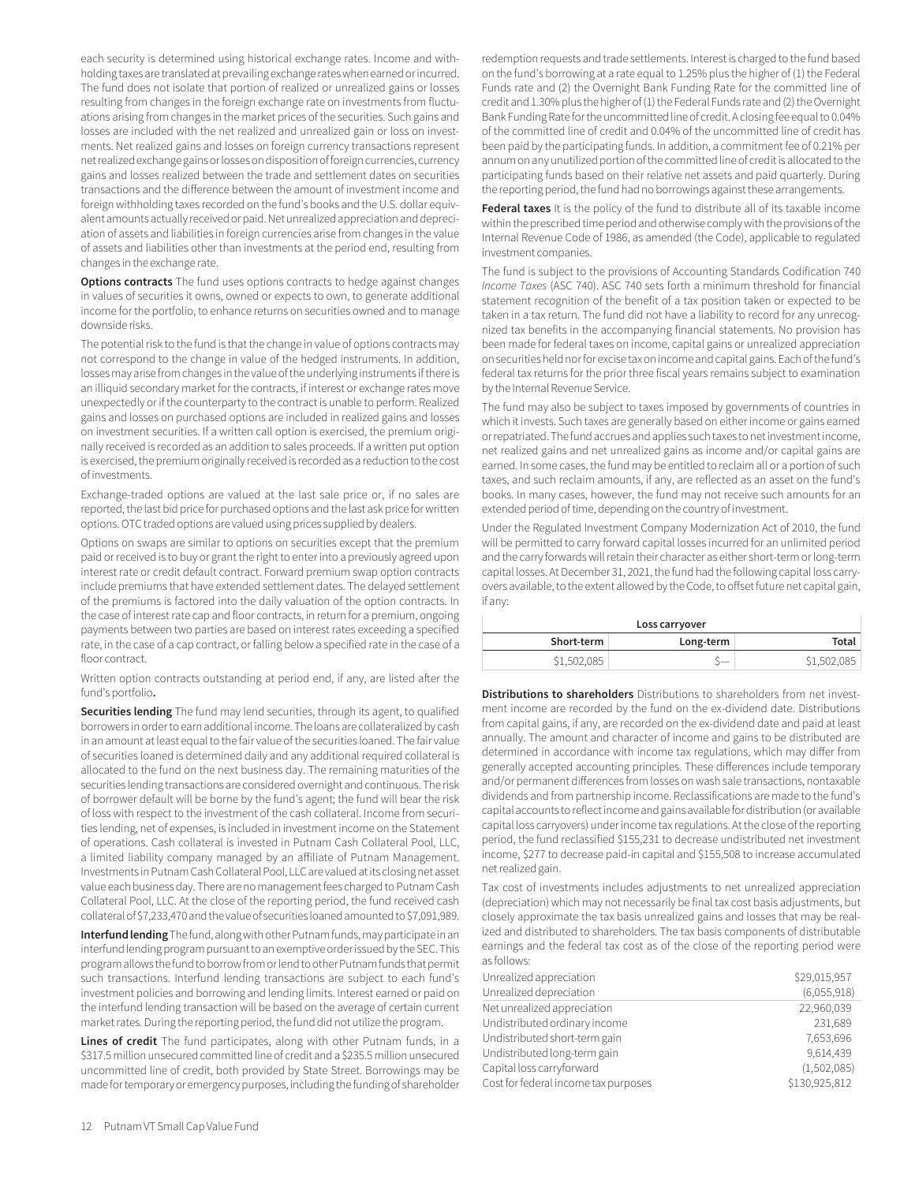each security is determined using historical exchange rates. Income and withholding taxes are translated at prevailing exchange rates when earned or incurred. The fund does not isolate that portion of realized or unrealized gains or losses resulting from changes in the foreign exchange rate on investments from fluctuations arising from changes in the market prices of the securities. Such gains and losses are included with the net realized and unrealized gain or loss on investments. Net realized gains and losses on foreign currency transactions represent net realized exchange gains or losses on disposition of foreign currencies, currency gains and losses realized between the trade and settlement dates on securities transactions and the difference between the amount of investment income and foreign withholding taxes recorded on the fund's books and the U.S. dollar equivalent amounts actually received or paid. Net unrealized appreciation and depreciation of assets and liabilities in foreign currencies arise from changes in the value of assets and liabilities other than investments at the period end, resulting from changes in the exchange rate.

**Options contracts** The fund uses options contracts to hedge against changes in values of securities it owns, owned or expects to own, to generate additional income for the portfolio, to enhance returns on securities owned and to manage downside risks.

The potential risk to the fund is that the change in value of options contracts may not correspond to the change in value of the hedged instruments. In addition, losses may arise from changes in the value of the underlying instruments if there is an illiquid secondary market for the contracts, if interest or exchange rates move unexpectedly or if the counterparty to the contract is unable to perform. Realized gains and losses on purchased options are included in realized gains and losses on investment securities. If a written call option is exercised, the premium originally received is recorded as an addition to sales proceeds. If a written put option is exercised, the premium originally received is recorded as a reduction to the cost of investments.

Exchange-traded options are valued at the last sale price or, if no sales are reported, the last bid price for purchased options and the last ask price for written options. OTC traded options are valued using prices supplied by dealers.

Options on swaps are similar to options on securities except that the premium paid or received is to buy or grant the right to enter into a previously agreed upon interest rate or credit default contract. Forward premium swap option contracts include premiums that have extended settlement dates. The delayed settlement of the premiums is factored into the daily valuation of the option contracts. In the case of interest rate cap and floor contracts, in return for a premium, ongoing payments between two parties are based on interest rates exceeding a specified rate, in the case of a cap contract, or falling below a specified rate in the case of a floor contract.

Written option contracts outstanding at period end, if any, are listed after the fund's portfolio**.**

**Securities lending** The fund may lend securities, through its agent, to qualified borrowers in order to earn additional income. The loans are collateralized by cash in an amount at least equal to the fair value of the securities loaned. The fair value of securities loaned is determined daily and any additional required collateral is allocated to the fund on the next business day. The remaining maturities of the securities lending transactions are considered overnight and continuous. The risk of borrower default will be borne by the fund's agent; the fund will bear the risk of loss with respect to the investment of the cash collateral. Income from securities lending, net of expenses, is included in investment income on the Statement of operations. Cash collateral is invested in Putnam Cash Collateral Pool, LLC, a limited liability company managed by an affiliate of Putnam Management. Investments in Putnam Cash Collateral Pool, LLC are valued at its closing net asset value each business day. There are no management fees charged to Putnam Cash Collateral Pool, LLC. At the close of the reporting period, the fund received cash collateral of $7,233,470 and the value of securities loaned amounted to $7,091,989.

**Interfund lending** The fund, along with other Putnam funds, may participate in an interfund lending program pursuant to an exemptive order issued by the SEC. This program allows the fund to borrow from or lend to other Putnam funds that permit such transactions. Interfund lending transactions are subject to each fund's investment policies and borrowing and lending limits. Interest earned or paid on the interfund lending transaction will be based on the average of certain current market rates. During the reporting period, the fund did not utilize the program.

**Lines of credit** The fund participates, along with other Putnam funds, in a $317.5 million unsecured committed line of credit and a $235.5 million unsecured uncommitted line of credit, both provided by State Street. Borrowings may be made for temporary or emergency purposes, including the funding of shareholder redemption requests and trade settlements. Interest is charged to the fund based on the fund's borrowing at a rate equal to 1.25% plus the higher of (1) the Federal Funds rate and (2) the Overnight Bank Funding Rate for the committed line of credit and 1.30% plus the higher of (1) the Federal Funds rate and (2) the Overnight Bank Funding Rate for the uncommitted line of credit. A closing fee equal to 0.04% of the committed line of credit and 0.04% of the uncommitted line of credit has been paid by the participating funds. In addition, a commitment fee of 0.21% per annum on any unutilized portion of the committed line of credit is allocated to the participating funds based on their relative net assets and paid quarterly. During the reporting period, the fund had no borrowings against these arrangements.

**Federal taxes** It is the policy of the fund to distribute all of its taxable income within the prescribed time period and otherwise comply with the provisions of the Internal Revenue Code of 1986, as amended (the Code), applicable to regulated investment companies.

The fund is subject to the provisions of Accounting Standards Codification 740 *Income Taxes* (ASC 740). ASC 740 sets forth a minimum threshold for financial statement recognition of the benefit of a tax position taken or expected to be taken in a tax return. The fund did not have a liability to record for any unrecognized tax benefits in the accompanying financial statements. No provision has been made for federal taxes on income, capital gains or unrealized appreciation on securities held nor for excise tax on income and capital gains. Each of the fund's federal tax returns for the prior three fiscal years remains subject to examination by the Internal Revenue Service.

The fund may also be subject to taxes imposed by governments of countries in which it invests. Such taxes are generally based on either income or gains earned or repatriated. The fund accrues and applies such taxes to net investment income, net realized gains and net unrealized gains as income and/or capital gains are earned. In some cases, the fund may be entitled to reclaim all or a portion of such taxes, and such reclaim amounts, if any, are reflected as an asset on the fund's books. In many cases, however, the fund may not receive such amounts for an extended period of time, depending on the country of investment.

Under the Regulated Investment Company Modernization Act of 2010, the fund will be permitted to carry forward capital losses incurred for an unlimited period and the carry forwards will retain their character as either short-term or long-term capital losses. At December 31, 2021, the fund had the following capital loss carryovers available, to the extent allowed by the Code, to offset future net capital gain, if any:

| Loss carryover | | |
|---|---|---|
| **Short-term** | **Long-term** | **Total** |
| $1,502,085 | $— | $1,502,085 |

**Distributions to shareholders** Distributions to shareholders from net investment income are recorded by the fund on the ex-dividend date. Distributions from capital gains, if any, are recorded on the ex-dividend date and paid at least annually. The amount and character of income and gains to be distributed are determined in accordance with income tax regulations, which may differ from generally accepted accounting principles. These differences include temporary and/or permanent differences from losses on wash sale transactions, nontaxable dividends and from partnership income. Reclassifications are made to the fund's capital accounts to reflect income and gains available for distribution (or available capital loss carryovers) under income tax regulations. At the close of the reporting period, the fund reclassified $155,231 to decrease undistributed net investment income, $277 to decrease paid-in capital and $155,508 to increase accumulated net realized gain.

Tax cost of investments includes adjustments to net unrealized appreciation (depreciation) which may not necessarily be final tax cost basis adjustments, but closely approximate the tax basis unrealized gains and losses that may be realized and distributed to shareholders. The tax basis components of distributable earnings and the federal tax cost as of the close of the reporting period were as follows:

| | |
|---|---|
| Unrealized appreciation | $29,015,957 |
| Unrealized depreciation | (6,055,918) |
| Net unrealized appreciation | 22,960,039 |
| Undistributed ordinary income | 231,689 |
| Undistributed short-term gain | 7,653,696 |
| Undistributed long-term gain | 9,614,439 |
| Capital loss carryforward | (1,502,085) |
| Cost for federal income tax purposes | $130,925,812 |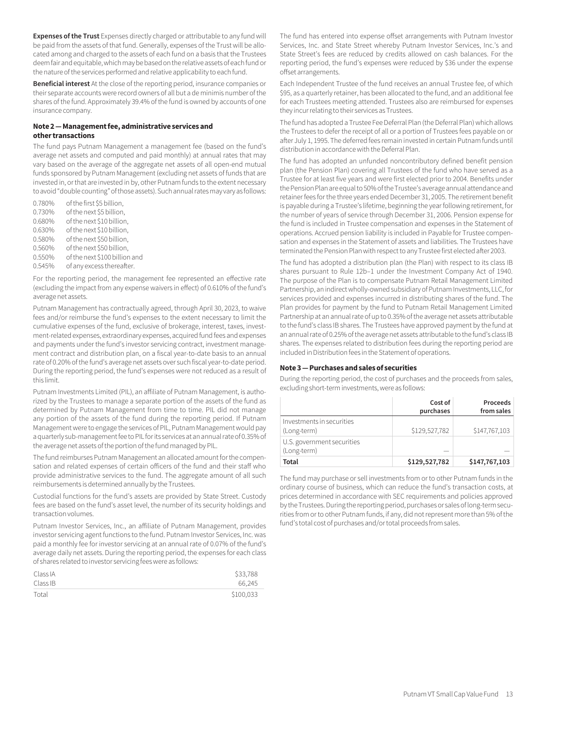**Expenses of the Trust** Expenses directly charged or attributable to any fund will be paid from the assets of that fund. Generally, expenses of the Trust will be allocated among and charged to the assets of each fund on a basis that the Trustees deem fair and equitable, which may be based on the relative assets of each fund or the nature of the services performed and relative applicability to each fund.

**Beneficial interest** At the close of the reporting period, insurance companies or their separate accounts were record owners of all but a de minimis number of the shares of the fund. Approximately 39.4% of the fund is owned by accounts of one insurance company.

### Note 2 — Management fee, administrative services and other transactions

The fund pays Putnam Management a management fee (based on the fund's average net assets and computed and paid monthly) at annual rates that may vary based on the average of the aggregate net assets of all open-end mutual funds sponsored by Putnam Management (excluding net assets of funds that are invested in, or that are invested in by, other Putnam funds to the extent necessary to avoid "double counting" of those assets). Such annual rates may vary as follows:

| | |
|---|---|
| 0.780% | of the first $5 billion, |
| 0.730% | of the next $5 billion, |
| 0.680% | of the next $10 billion, |
| 0.630% | of the next $10 billion, |
| 0.580% | of the next $50 billion, |
| 0.560% | of the next $50 billion, |
| 0.550% | of the next $100 billion and |
| 0.545% | of any excess thereafter. |

For the reporting period, the management fee represented an effective rate (excluding the impact from any expense waivers in effect) of 0.610% of the fund's average net assets.

Putnam Management has contractually agreed, through April 30, 2023, to waive fees and/or reimburse the fund's expenses to the extent necessary to limit the cumulative expenses of the fund, exclusive of brokerage, interest, taxes, investment-related expenses, extraordinary expenses, acquired fund fees and expenses and payments under the fund's investor servicing contract, investment management contract and distribution plan, on a fiscal year-to-date basis to an annual rate of 0.20% of the fund's average net assets over such fiscal year-to-date period. During the reporting period, the fund's expenses were not reduced as a result of this limit.

Putnam Investments Limited (PIL), an affiliate of Putnam Management, is authorized by the Trustees to manage a separate portion of the assets of the fund as determined by Putnam Management from time to time. PIL did not manage any portion of the assets of the fund during the reporting period. If Putnam Management were to engage the services of PIL, Putnam Management would pay a quarterly sub-management fee to PIL for its services at an annual rate of 0.35% of the average net assets of the portion of the fund managed by PIL.

The fund reimburses Putnam Management an allocated amount for the compensation and related expenses of certain officers of the fund and their staff who provide administrative services to the fund. The aggregate amount of all such reimbursements is determined annually by the Trustees.

Custodial functions for the fund's assets are provided by State Street. Custody fees are based on the fund's asset level, the number of its security holdings and transaction volumes.

Putnam Investor Services, Inc., an affiliate of Putnam Management, provides investor servicing agent functions to the fund. Putnam Investor Services, Inc. was paid a monthly fee for investor servicing at an annual rate of 0.07% of the fund's average daily net assets. During the reporting period, the expenses for each class of shares related to investor servicing fees were as follows:

| | |
|---|---|
| Class IA | $33,788 |
| Class IB | 66,245 |
| Total | $100,033 |

The fund has entered into expense offset arrangements with Putnam Investor Services, Inc. and State Street whereby Putnam Investor Services, Inc.'s and State Street's fees are reduced by credits allowed on cash balances. For the reporting period, the fund's expenses were reduced by $36 under the expense offset arrangements.

Each Independent Trustee of the fund receives an annual Trustee fee, of which $95, as a quarterly retainer, has been allocated to the fund, and an additional fee for each Trustees meeting attended. Trustees also are reimbursed for expenses they incur relating to their services as Trustees.

The fund has adopted a Trustee Fee Deferral Plan (the Deferral Plan) which allows the Trustees to defer the receipt of all or a portion of Trustees fees payable on or after July 1, 1995. The deferred fees remain invested in certain Putnam funds until distribution in accordance with the Deferral Plan.

The fund has adopted an unfunded noncontributory defined benefit pension plan (the Pension Plan) covering all Trustees of the fund who have served as a Trustee for at least five years and were first elected prior to 2004. Benefits under the Pension Plan are equal to 50% of the Trustee's average annual attendance and retainer fees for the three years ended December 31, 2005. The retirement benefit is payable during a Trustee's lifetime, beginning the year following retirement, for the number of years of service through December 31, 2006. Pension expense for the fund is included in Trustee compensation and expenses in the Statement of operations. Accrued pension liability is included in Payable for Trustee compensation and expenses in the Statement of assets and liabilities. The Trustees have terminated the Pension Plan with respect to any Trustee first elected after 2003.

The fund has adopted a distribution plan (the Plan) with respect to its class IB shares pursuant to Rule 12b–1 under the Investment Company Act of 1940. The purpose of the Plan is to compensate Putnam Retail Management Limited Partnership, an indirect wholly-owned subsidiary of Putnam Investments, LLC, for services provided and expenses incurred in distributing shares of the fund. The Plan provides for payment by the fund to Putnam Retail Management Limited Partnership at an annual rate of up to 0.35% of the average net assets attributable to the fund's class IB shares. The Trustees have approved payment by the fund at an annual rate of 0.25% of the average net assets attributable to the fund's class IB shares. The expenses related to distribution fees during the reporting period are included in Distribution fees in the Statement of operations.

### Note 3 — Purchases and sales of securities

During the reporting period, the cost of purchases and the proceeds from sales, excluding short-term investments, were as follows:

| | Cost of purchases | Proceeds from sales |
|---|---|---|
| Investments in securities (Long-term) | $129,527,782 | $147,767,103 |
| U.S. government securities (Long-term) | — | — |
| **Total** | **$129,527,782** | **$147,767,103** |

The fund may purchase or sell investments from or to other Putnam funds in the ordinary course of business, which can reduce the fund's transaction costs, at prices determined in accordance with SEC requirements and policies approved by the Trustees. During the reporting period, purchases or sales of long-term securities from or to other Putnam funds, if any, did not represent more than 5% of the fund's total cost of purchases and/or total proceeds from sales.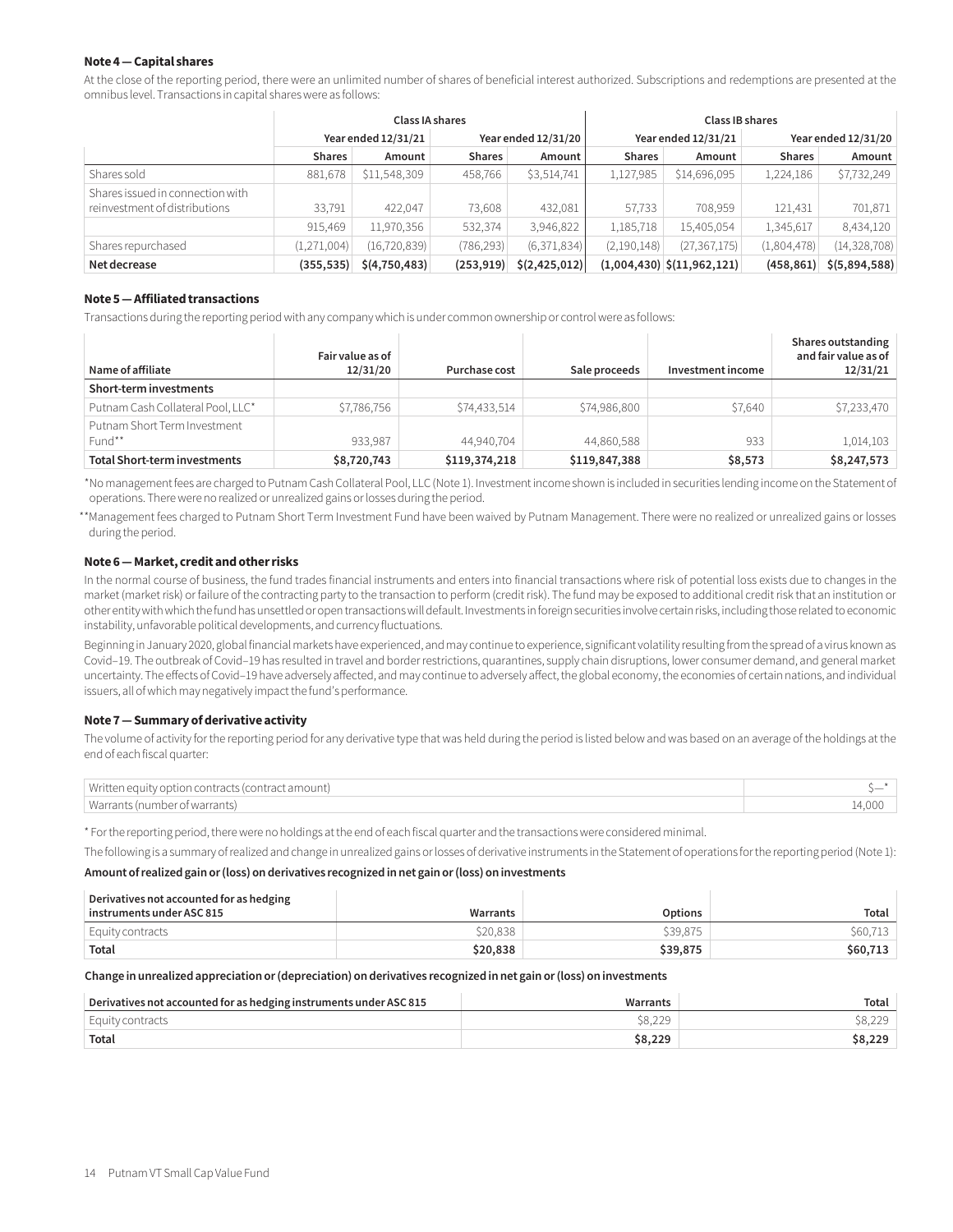**Note 4 — Capital shares**

At the close of the reporting period, there were an unlimited number of shares of beneficial interest authorized. Subscriptions and redemptions are presented at the omnibus level. Transactions in capital shares were as follows:

| | Class IA shares | | | | Class IB shares | | | |
|---|---|---|---|---|---|---|---|---|
| | Year ended 12/31/21 | | Year ended 12/31/20 | | Year ended 12/31/21 | | Year ended 12/31/20 | |
| | Shares | Amount | Shares | Amount | Shares | Amount | Shares | Amount |
| Shares sold | 881,678 | $11,548,309 | 458,766 | $3,514,741 | 1,127,985 | $14,696,095 | 1,224,186 | $7,732,249 |
| Shares issued in connection with reinvestment of distributions | 33,791 | 422,047 | 73,608 | 432,081 | 57,733 | 708,959 | 121,431 | 701,871 |
| | 915,469 | 11,970,356 | 532,374 | 3,946,822 | 1,185,718 | 15,405,054 | 1,345,617 | 8,434,120 |
| Shares repurchased | (1,271,004) | (16,720,839) | (786,293) | (6,371,834) | (2,190,148) | (27,367,175) | (1,804,478) | (14,328,708) |
| **Net decrease** | **(355,535)** | **$(4,750,483)** | **(253,919)** | **$(2,425,012)** | **(1,004,430)** | **$(11,962,121)** | **(458,861)** | **$(5,894,588)** |

**Note 5 — Affiliated transactions**

Transactions during the reporting period with any company which is under common ownership or control were as follows:

| Name of affiliate | Fair value as of 12/31/20 | Purchase cost | Sale proceeds | Investment income | Shares outstanding and fair value as of 12/31/21 |
|---|---|---|---|---|---|
| **Short-term investments** | | | | | |
| Putnam Cash Collateral Pool, LLC* | $7,786,756 | $74,433,514 | $74,986,800 | $7,640 | $7,233,470 |
| Putnam Short Term Investment Fund** | 933,987 | 44,940,704 | 44,860,588 | 933 | 1,014,103 |
| **Total Short-term investments** | **$8,720,743** | **$119,374,218** | **$119,847,388** | **$8,573** | **$8,247,573** |

*No management fees are charged to Putnam Cash Collateral Pool, LLC (Note 1). Investment income shown is included in securities lending income on the Statement of operations. There were no realized or unrealized gains or losses during the period.

**Management fees charged to Putnam Short Term Investment Fund have been waived by Putnam Management. There were no realized or unrealized gains or losses during the period.

**Note 6 — Market, credit and other risks**

In the normal course of business, the fund trades financial instruments and enters into financial transactions where risk of potential loss exists due to changes in the market (market risk) or failure of the contracting party to the transaction to perform (credit risk). The fund may be exposed to additional credit risk that an institution or other entity with which the fund has unsettled or open transactions will default. Investments in foreign securities involve certain risks, including those related to economic instability, unfavorable political developments, and currency fluctuations.

Beginning in January 2020, global financial markets have experienced, and may continue to experience, significant volatility resulting from the spread of a virus known as Covid–19. The outbreak of Covid–19 has resulted in travel and border restrictions, quarantines, supply chain disruptions, lower consumer demand, and general market uncertainty. The effects of Covid–19 have adversely affected, and may continue to adversely affect, the global economy, the economies of certain nations, and individual issuers, all of which may negatively impact the fund's performance.

**Note 7 — Summary of derivative activity**

The volume of activity for the reporting period for any derivative type that was held during the period is listed below and was based on an average of the holdings at the end of each fiscal quarter:

| | |
|---|---|
| Written equity option contracts (contract amount) | $—* |
| Warrants (number of warrants) | 14,000 |

* For the reporting period, there were no holdings at the end of each fiscal quarter and the transactions were considered minimal.

The following is a summary of realized and change in unrealized gains or losses of derivative instruments in the Statement of operations for the reporting period (Note 1):

**Amount of realized gain or (loss) on derivatives recognized in net gain or (loss) on investments**

| Derivatives not accounted for as hedging instruments under ASC 815 | Warrants | Options | Total |
|---|---|---|---|
| Equity contracts | $20,838 | $39,875 | $60,713 |
| **Total** | **$20,838** | **$39,875** | **$60,713** |

**Change in unrealized appreciation or (depreciation) on derivatives recognized in net gain or (loss) on investments**

| Derivatives not accounted for as hedging instruments under ASC 815 | Warrants | Total |
|---|---|---|
| Equity contracts | $8,229 | $8,229 |
| **Total** | **$8,229** | **$8,229** |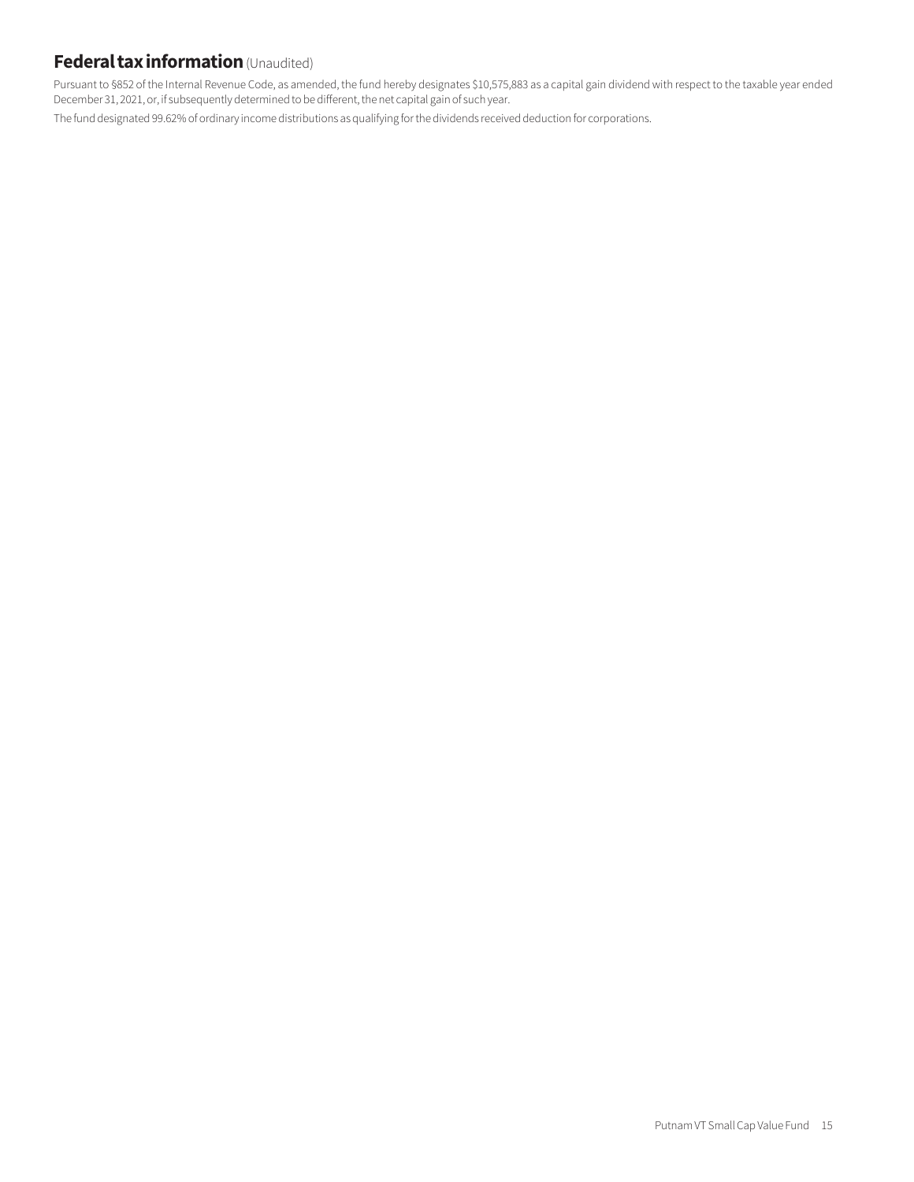## **Federal tax information** (Unaudited)

Pursuant to §852 of the Internal Revenue Code, as amended, the fund hereby designates $10,575,883 as a capital gain dividend with respect to the taxable year ended December 31, 2021, or, if subsequently determined to be different, the net capital gain of such year.

The fund designated 99.62% of ordinary income distributions as qualifying for the dividends received deduction for corporations.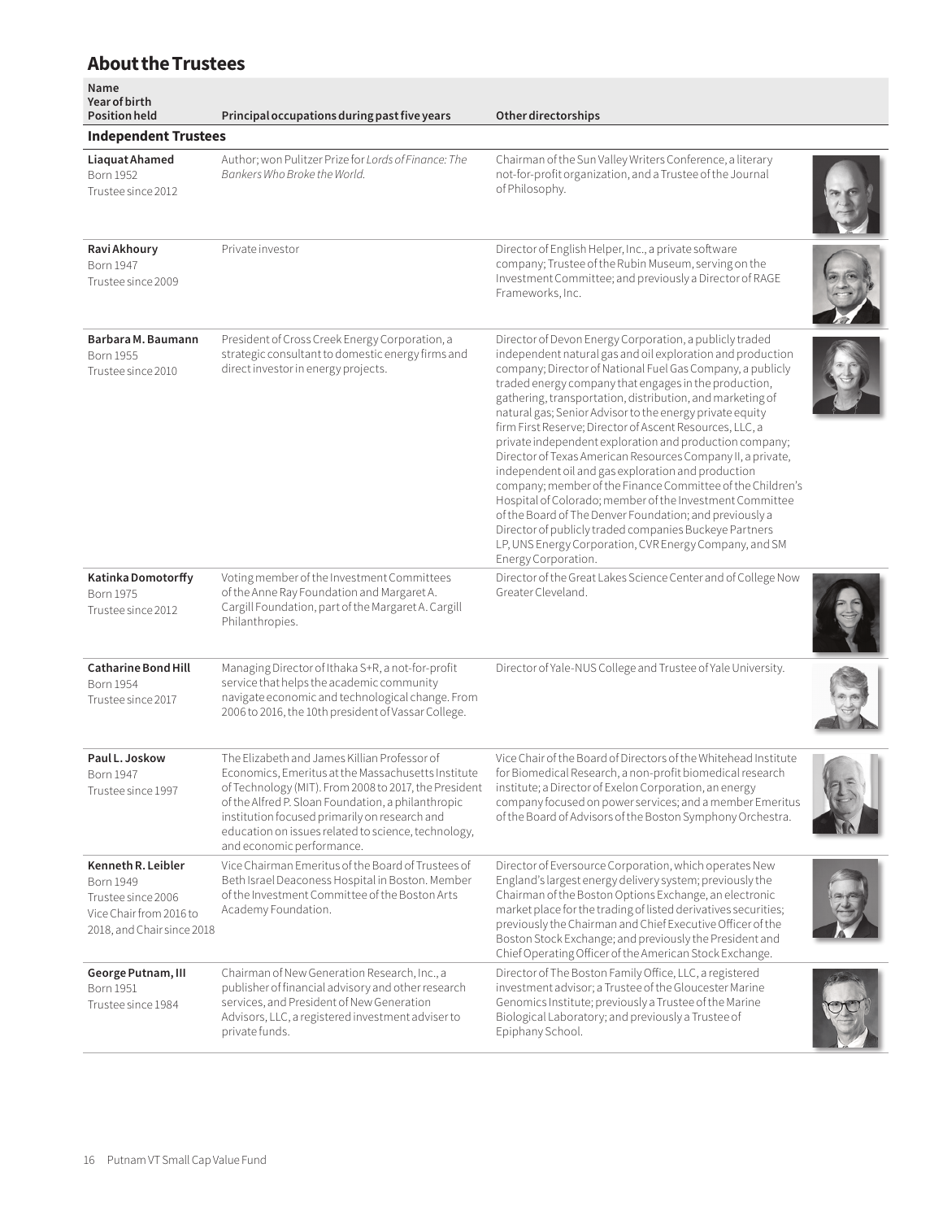## About the Trustees

| Name<br>Year of birth<br>Position held | Principal occupations during past five years | Other directorships |
|---|---|---|
| **Independent Trustees** | | |
| **Liaquat Ahamed**<br>Born 1952<br>Trustee since 2012 | Author; won Pulitzer Prize for *Lords of Finance: The Bankers Who Broke the World.* | Chairman of the Sun Valley Writers Conference, a literary not-for-profit organization, and a Trustee of the Journal of Philosophy. |
| **Ravi Akhoury**<br>Born 1947<br>Trustee since 2009 | Private investor | Director of English Helper, Inc., a private software company; Trustee of the Rubin Museum, serving on the Investment Committee; and previously a Director of RAGE Frameworks, Inc. |
| **Barbara M. Baumann**<br>Born 1955<br>Trustee since 2010 | President of Cross Creek Energy Corporation, a strategic consultant to domestic energy firms and direct investor in energy projects. | Director of Devon Energy Corporation, a publicly traded independent natural gas and oil exploration and production company; Director of National Fuel Gas Company, a publicly traded energy company that engages in the production, gathering, transportation, distribution, and marketing of natural gas; Senior Advisor to the energy private equity firm First Reserve; Director of Ascent Resources, LLC, a private independent exploration and production company; Director of Texas American Resources Company II, a private, independent oil and gas exploration and production company; member of the Finance Committee of the Children's Hospital of Colorado; member of the Investment Committee of the Board of The Denver Foundation; and previously a Director of publicly traded companies Buckeye Partners LP, UNS Energy Corporation, CVR Energy Company, and SM Energy Corporation. |
| **Katinka Domotorffy**<br>Born 1975<br>Trustee since 2012 | Voting member of the Investment Committees of the Anne Ray Foundation and Margaret A. Cargill Foundation, part of the Margaret A. Cargill Philanthropies. | Director of the Great Lakes Science Center and of College Now Greater Cleveland. |
| **Catharine Bond Hill**<br>Born 1954<br>Trustee since 2017 | Managing Director of Ithaka S+R, a not-for-profit service that helps the academic community navigate economic and technological change. From 2006 to 2016, the 10th president of Vassar College. | Director of Yale-NUS College and Trustee of Yale University. |
| **Paul L. Joskow**<br>Born 1947<br>Trustee since 1997 | The Elizabeth and James Killian Professor of Economics, Emeritus at the Massachusetts Institute of Technology (MIT). From 2008 to 2017, the President of the Alfred P. Sloan Foundation, a philanthropic institution focused primarily on research and education on issues related to science, technology, and economic performance. | Vice Chair of the Board of Directors of the Whitehead Institute for Biomedical Research, a non-profit biomedical research institute; a Director of Exelon Corporation, an energy company focused on power services; and a member Emeritus of the Board of Advisors of the Boston Symphony Orchestra. |
| **Kenneth R. Leibler**<br>Born 1949<br>Trustee since 2006<br>Vice Chair from 2016 to 2018, and Chair since 2018 | Vice Chairman Emeritus of the Board of Trustees of Beth Israel Deaconess Hospital in Boston. Member of the Investment Committee of the Boston Arts Academy Foundation. | Director of Eversource Corporation, which operates New England's largest energy delivery system; previously the Chairman of the Boston Options Exchange, an electronic market place for the trading of listed derivatives securities; previously the Chairman and Chief Executive Officer of the Boston Stock Exchange; and previously the President and Chief Operating Officer of the American Stock Exchange. |
| **George Putnam, III**<br>Born 1951<br>Trustee since 1984 | Chairman of New Generation Research, Inc., a publisher of financial advisory and other research services, and President of New Generation Advisors, LLC, a registered investment adviser to private funds. | Director of The Boston Family Office, LLC, a registered investment advisor; a Trustee of the Gloucester Marine Genomics Institute; previously a Trustee of the Marine Biological Laboratory; and previously a Trustee of Epiphany School. |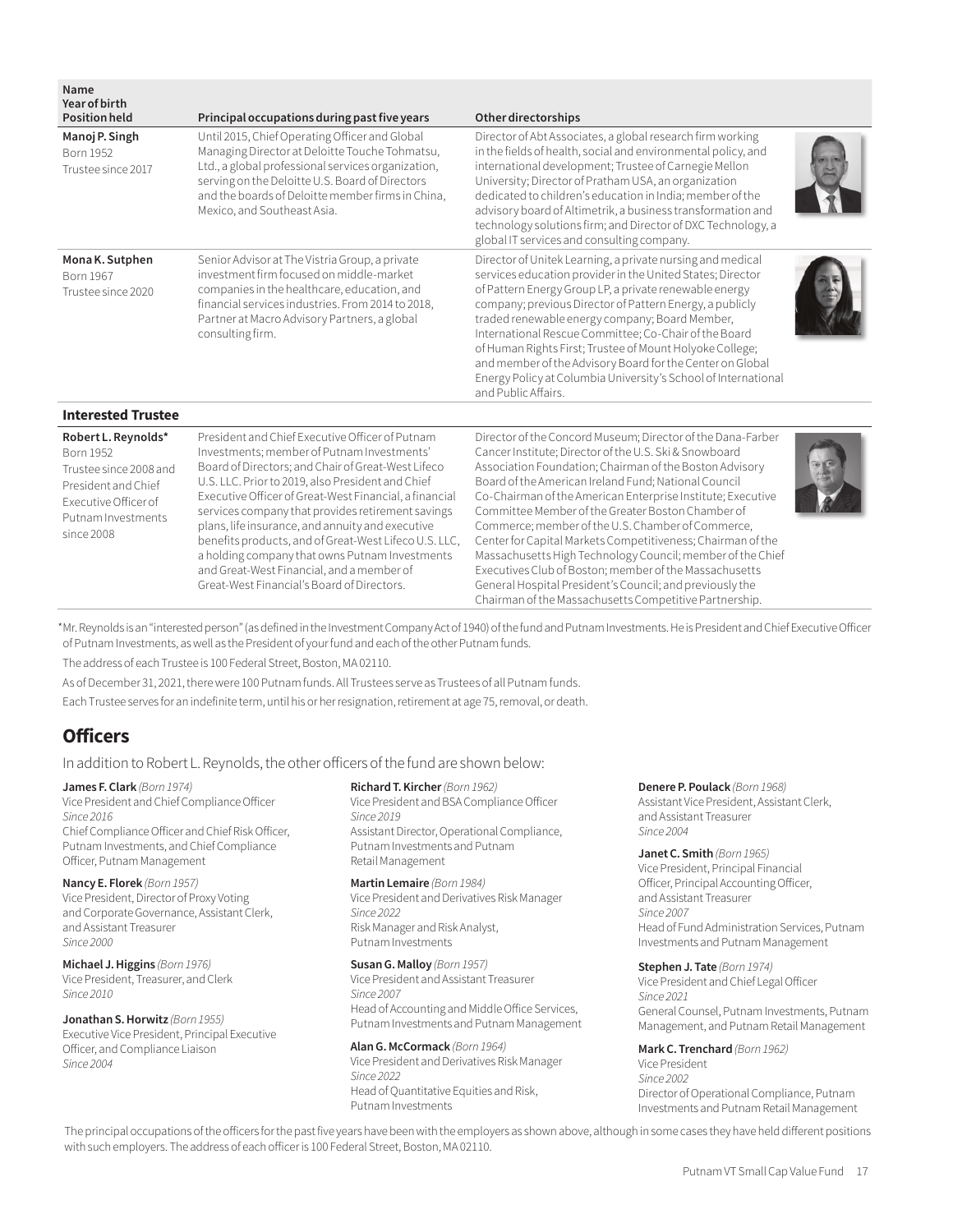| Name<br>Year of birth<br>Position held | Principal occupations during past five years | Other directorships |
|---|---|---|
| **Manoj P. Singh**<br>Born 1952<br>Trustee since 2017 | Until 2015, Chief Operating Officer and Global Managing Director at Deloitte Touche Tohmatsu, Ltd., a global professional services organization, serving on the Deloitte U.S. Board of Directors and the boards of Deloitte member firms in China, Mexico, and Southeast Asia. | Director of Abt Associates, a global research firm working in the fields of health, social and environmental policy, and international development; Trustee of Carnegie Mellon University; Director of Pratham USA, an organization dedicated to children's education in India; member of the advisory board of Altimetrik, a business transformation and technology solutions firm; and Director of DXC Technology, a global IT services and consulting company. |
| **Mona K. Sutphen**<br>Born 1967<br>Trustee since 2020 | Senior Advisor at The Vistria Group, a private investment firm focused on middle-market companies in the healthcare, education, and financial services industries. From 2014 to 2018, Partner at Macro Advisory Partners, a global consulting firm. | Director of Unitek Learning, a private nursing and medical services education provider in the United States; Director of Pattern Energy Group LP, a private renewable energy company; previous Director of Pattern Energy, a publicly traded renewable energy company; Board Member, International Rescue Committee; Co-Chair of the Board of Human Rights First; Trustee of Mount Holyoke College; and member of the Advisory Board for the Center on Global Energy Policy at Columbia University's School of International and Public Affairs. |
| **Interested Trustee** | | |
| **Robert L. Reynolds***<br>Born 1952<br>Trustee since 2008 and President and Chief Executive Officer of Putnam Investments since 2008 | President and Chief Executive Officer of Putnam Investments; member of Putnam Investments' Board of Directors; and Chair of Great-West Lifeco U.S. LLC. Prior to 2019, also President and Chief Executive Officer of Great-West Financial, a financial services company that provides retirement savings plans, life insurance, and annuity and executive benefits products, and of Great-West Lifeco U.S. LLC, a holding company that owns Putnam Investments and Great-West Financial, and a member of Great-West Financial's Board of Directors. | Director of the Concord Museum; Director of the Dana-Farber Cancer Institute; Director of the U.S. Ski & Snowboard Association Foundation; Chairman of the Boston Advisory Board of the American Ireland Fund; National Council Co-Chairman of the American Enterprise Institute; Executive Committee Member of the Greater Boston Chamber of Commerce; member of the U.S. Chamber of Commerce, Center for Capital Markets Competitiveness; Chairman of the Massachusetts High Technology Council; member of the Chief Executives Club of Boston; member of the Massachusetts General Hospital President's Council; and previously the Chairman of the Massachusetts Competitive Partnership. |

*Mr. Reynolds is an "interested person" (as defined in the Investment Company Act of 1940) of the fund and Putnam Investments. He is President and Chief Executive Officer of Putnam Investments, as well as the President of your fund and each of the other Putnam funds.

The address of each Trustee is 100 Federal Street, Boston, MA 02110.

As of December 31, 2021, there were 100 Putnam funds. All Trustees serve as Trustees of all Putnam funds.

Each Trustee serves for an indefinite term, until his or her resignation, retirement at age 75, removal, or death.

## Officers

In addition to Robert L. Reynolds, the other officers of the fund are shown below:

**James F. Clark** *(Born 1974)*
Vice President and Chief Compliance Officer
*Since 2016*
Chief Compliance Officer and Chief Risk Officer, Putnam Investments, and Chief Compliance Officer, Putnam Management

**Nancy E. Florek** *(Born 1957)*
Vice President, Director of Proxy Voting and Corporate Governance, Assistant Clerk, and Assistant Treasurer
*Since 2000*

**Michael J. Higgins** *(Born 1976)*
Vice President, Treasurer, and Clerk
*Since 2010*

**Jonathan S. Horwitz** *(Born 1955)*
Executive Vice President, Principal Executive Officer, and Compliance Liaison
*Since 2004*

**Richard T. Kircher** *(Born 1962)*
Vice President and BSA Compliance Officer
*Since 2019*
Assistant Director, Operational Compliance, Putnam Investments and Putnam Retail Management

**Martin Lemaire** *(Born 1984)*
Vice President and Derivatives Risk Manager
*Since 2022*
Risk Manager and Risk Analyst, Putnam Investments

**Susan G. Malloy** *(Born 1957)*
Vice President and Assistant Treasurer
*Since 2007*
Head of Accounting and Middle Office Services, Putnam Investments and Putnam Management

**Alan G. McCormack** *(Born 1964)*
Vice President and Derivatives Risk Manager
*Since 2022*
Head of Quantitative Equities and Risk, Putnam Investments

**Denere P. Poulack** *(Born 1968)*
Assistant Vice President, Assistant Clerk, and Assistant Treasurer
*Since 2004*

**Janet C. Smith** *(Born 1965)*
Vice President, Principal Financial Officer, Principal Accounting Officer, and Assistant Treasurer
*Since 2007*
Head of Fund Administration Services, Putnam Investments and Putnam Management

**Stephen J. Tate** *(Born 1974)*
Vice President and Chief Legal Officer
*Since 2021*
General Counsel, Putnam Investments, Putnam Management, and Putnam Retail Management

**Mark C. Trenchard** *(Born 1962)*
Vice President
*Since 2002*
Director of Operational Compliance, Putnam Investments and Putnam Retail Management

The principal occupations of the officers for the past five years have been with the employers as shown above, although in some cases they have held different positions with such employers. The address of each officer is 100 Federal Street, Boston, MA 02110.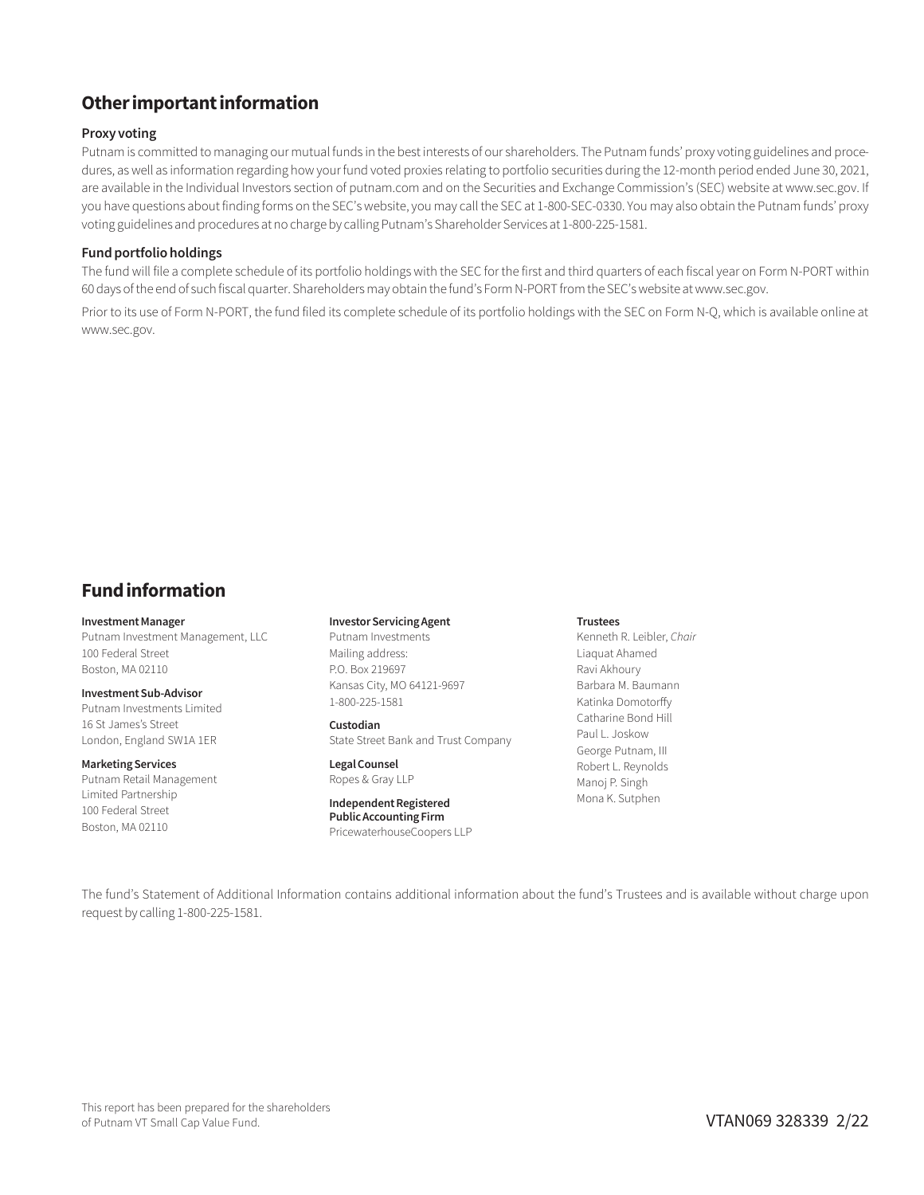## Other important information

### Proxy voting

Putnam is committed to managing our mutual funds in the best interests of our shareholders. The Putnam funds' proxy voting guidelines and procedures, as well as information regarding how your fund voted proxies relating to portfolio securities during the 12-month period ended June 30, 2021, are available in the Individual Investors section of putnam.com and on the Securities and Exchange Commission's (SEC) website at www.sec.gov. If you have questions about finding forms on the SEC's website, you may call the SEC at 1-800-SEC-0330. You may also obtain the Putnam funds' proxy voting guidelines and procedures at no charge by calling Putnam's Shareholder Services at 1-800-225-1581.

### Fund portfolio holdings

The fund will file a complete schedule of its portfolio holdings with the SEC for the first and third quarters of each fiscal year on Form N-PORT within 60 days of the end of such fiscal quarter. Shareholders may obtain the fund's Form N-PORT from the SEC's website at www.sec.gov.

Prior to its use of Form N-PORT, the fund filed its complete schedule of its portfolio holdings with the SEC on Form N-Q, which is available online at www.sec.gov.

## Fund information

**Investment Manager**
Putnam Investment Management, LLC
100 Federal Street
Boston, MA 02110

**Investment Sub-Advisor**
Putnam Investments Limited
16 St James's Street
London, England SW1A 1ER

**Marketing Services**
Putnam Retail Management
Limited Partnership
100 Federal Street
Boston, MA 02110

**Investor Servicing Agent**
Putnam Investments
Mailing address:
P.O. Box 219697
Kansas City, MO 64121-9697
1-800-225-1581

**Custodian**
State Street Bank and Trust Company

**Legal Counsel**
Ropes & Gray LLP

**Independent Registered Public Accounting Firm**
PricewaterhouseCoopers LLP

**Trustees**
Kenneth R. Leibler, *Chair*
Liaquat Ahamed
Ravi Akhoury
Barbara M. Baumann
Katinka Domotorffy
Catharine Bond Hill
Paul L. Joskow
George Putnam, III
Robert L. Reynolds
Manoj P. Singh
Mona K. Sutphen

The fund's Statement of Additional Information contains additional information about the fund's Trustees and is available without charge upon request by calling 1-800-225-1581.

This report has been prepared for the shareholders of Putnam VT Small Cap Value Fund.

VTAN069 328339 2/22